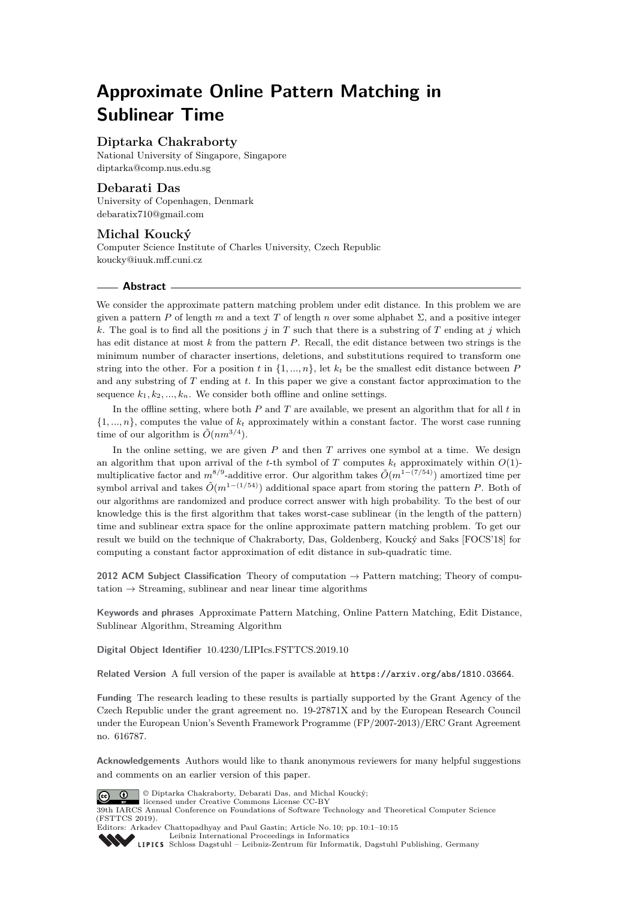# Approximate Online Pattern Matching in Sublinear Time

## Diptarka Chakraborty

National University of Singapore, Singapore
diptarka@comp.nus.edu.sg

## Debarati Das

University of Copenhagen, Denmark
debaratix710@gmail.com

## Michal Koucký

Computer Science Institute of Charles University, Czech Republic
koucky@iuuk.mff.cuni.cz

## Abstract

We consider the approximate pattern matching problem under edit distance. In this problem we are given a pattern $P$ of length $m$ and a text $T$ of length $n$ over some alphabet $\Sigma$, and a positive integer $k$. The goal is to find all the positions $j$ in $T$ such that there is a substring of $T$ ending at $j$ which has edit distance at most $k$ from the pattern $P$. Recall, the edit distance between two strings is the minimum number of character insertions, deletions, and substitutions required to transform one string into the other. For a position $t$ in $\{1, ..., n\}$, let $k_t$ be the smallest edit distance between $P$ and any substring of $T$ ending at $t$. In this paper we give a constant factor approximation to the sequence $k_1, k_2, ..., k_n$. We consider both offline and online settings.

In the offline setting, where both $P$ and $T$ are available, we present an algorithm that for all $t$ in $\{1, ..., n\}$, computes the value of $k_t$ approximately within a constant factor. The worst case running time of our algorithm is $\tilde{O}(nm^{3/4})$.

In the online setting, we are given $P$ and then $T$ arrives one symbol at a time. We design an algorithm that upon arrival of the $t$-th symbol of $T$ computes $k_t$ approximately within $O(1)$-multiplicative factor and $m^{8/9}$-additive error. Our algorithm takes $\tilde{O}(m^{1-(7/54)})$ amortized time per symbol arrival and takes $\tilde{O}(m^{1-(1/54)})$ additional space apart from storing the pattern $P$. Both of our algorithms are randomized and produce correct answer with high probability. To the best of our knowledge this is the first algorithm that takes worst-case sublinear (in the length of the pattern) time and sublinear extra space for the online approximate pattern matching problem. To get our result we build on the technique of Chakraborty, Das, Goldenberg, Koucký and Saks [FOCS'18] for computing a constant factor approximation of edit distance in sub-quadratic time.

**2012 ACM Subject Classification** Theory of computation → Pattern matching; Theory of computation → Streaming, sublinear and near linear time algorithms

**Keywords and phrases** Approximate Pattern Matching, Online Pattern Matching, Edit Distance, Sublinear Algorithm, Streaming Algorithm

**Digital Object Identifier** 10.4230/LIPIcs.FSTTCS.2019.10

**Related Version** A full version of the paper is available at https://arxiv.org/abs/1810.03664.

**Funding** The research leading to these results is partially supported by the Grant Agency of the Czech Republic under the grant agreement no. 19-27871X and by the European Research Council under the European Union's Seventh Framework Programme (FP/2007-2013)/ERC Grant Agreement no. 616787.

**Acknowledgements** Authors would like to thank anonymous reviewers for many helpful suggestions and comments on an earlier version of this paper.

© Diptarka Chakraborty, Debarati Das, and Michal Koucký;
licensed under Creative Commons License CC-BY
39th IARCS Annual Conference on Foundations of Software Technology and Theoretical Computer Science (FSTTCS 2019).
Editors: Arkadev Chattopadhyay and Paul Gastin; Article No. 10; pp. 10:1–10:15
Leibniz International Proceedings in Informatics
Schloss Dagstuhl – Leibniz-Zentrum für Informatik, Dagstuhl Publishing, Germany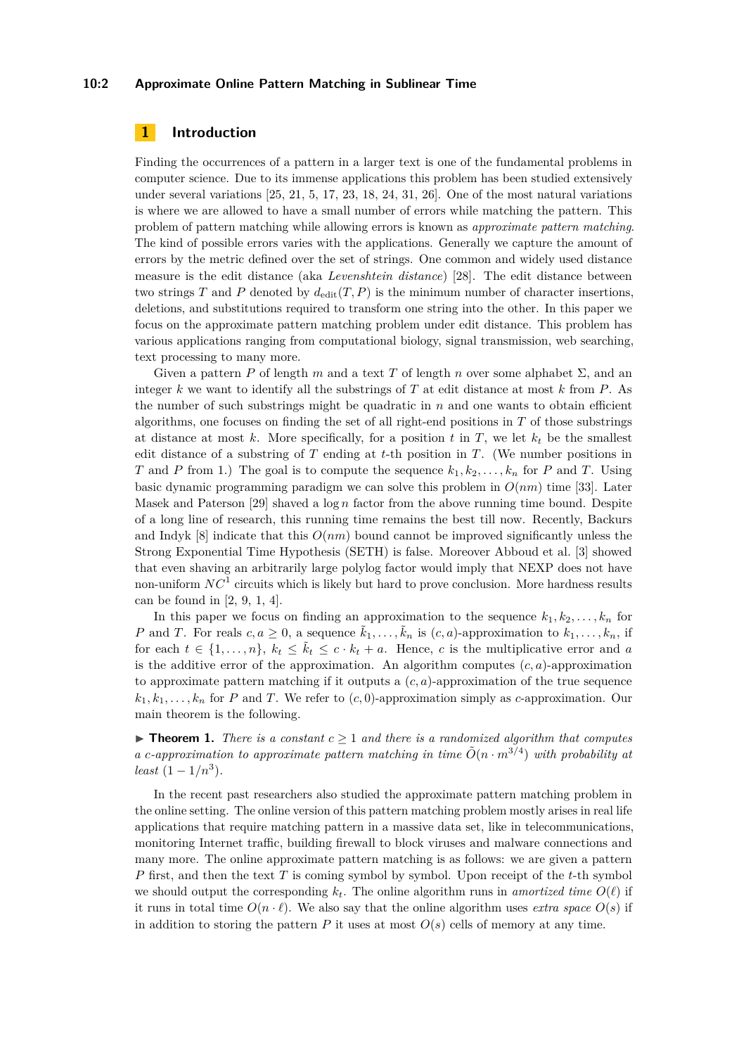## 1 Introduction

Finding the occurrences of a pattern in a larger text is one of the fundamental problems in computer science. Due to its immense applications this problem has been studied extensively under several variations [25, 21, 5, 17, 23, 18, 24, 31, 26]. One of the most natural variations is where we are allowed to have a small number of errors while matching the pattern. This problem of pattern matching while allowing errors is known as *approximate pattern matching*. The kind of possible errors varies with the applications. Generally we capture the amount of errors by the metric defined over the set of strings. One common and widely used distance measure is the edit distance (aka *Levenshtein distance*) [28]. The edit distance between two strings $T$ and $P$ denoted by $d_{\text{edit}}(T, P)$ is the minimum number of character insertions, deletions, and substitutions required to transform one string into the other. In this paper we focus on the approximate pattern matching problem under edit distance. This problem has various applications ranging from computational biology, signal transmission, web searching, text processing to many more.

Given a pattern $P$ of length $m$ and a text $T$ of length $n$ over some alphabet $\Sigma$, and an integer $k$ we want to identify all the substrings of $T$ at edit distance at most $k$ from $P$. As the number of such substrings might be quadratic in $n$ and one wants to obtain efficient algorithms, one focuses on finding the set of all right-end positions in $T$ of those substrings at distance at most $k$. More specifically, for a position $t$ in $T$, we let $k_t$ be the smallest edit distance of a substring of $T$ ending at $t$-th position in $T$. (We number positions in $T$ and $P$ from 1.) The goal is to compute the sequence $k_1, k_2, \ldots, k_n$ for $P$ and $T$. Using basic dynamic programming paradigm we can solve this problem in $O(nm)$ time [33]. Later Masek and Paterson [29] shaved a $\log n$ factor from the above running time bound. Despite of a long line of research, this running time remains the best till now. Recently, Backurs and Indyk [8] indicate that this $O(nm)$ bound cannot be improved significantly unless the Strong Exponential Time Hypothesis (SETH) is false. Moreover Abboud et al. [3] showed that even shaving an arbitrarily large polylog factor would imply that NEXP does not have non-uniform $NC^1$ circuits which is likely but hard to prove conclusion. More hardness results can be found in [2, 9, 1, 4].

In this paper we focus on finding an approximation to the sequence $k_1, k_2, \ldots, k_n$ for $P$ and $T$. For reals $c, a \geq 0$, a sequence $\tilde{k}_1, \ldots, \tilde{k}_n$ is $(c, a)$-approximation to $k_1, \ldots, k_n$, if for each $t \in \{1, \ldots, n\}$, $k_t \leq \tilde{k}_t \leq c \cdot k_t + a$. Hence, $c$ is the multiplicative error and $a$ is the additive error of the approximation. An algorithm computes $(c, a)$-approximation to approximate pattern matching if it outputs a $(c, a)$-approximation of the true sequence $k_1, k_1, \ldots, k_n$ for $P$ and $T$. We refer to $(c, 0)$-approximation simply as $c$-approximation. Our main theorem is the following.

▶ **Theorem 1.** *There is a constant $c \geq 1$ and there is a randomized algorithm that computes a $c$-approximation to approximate pattern matching in time $\tilde{O}(n \cdot m^{3/4})$ with probability at least $(1 - 1/n^3)$.*

In the recent past researchers also studied the approximate pattern matching problem in the online setting. The online version of this pattern matching problem mostly arises in real life applications that require matching pattern in a massive data set, like in telecommunications, monitoring Internet traffic, building firewall to block viruses and malware connections and many more. The online approximate pattern matching is as follows: we are given a pattern $P$ first, and then the text $T$ is coming symbol by symbol. Upon receipt of the $t$-th symbol we should output the corresponding $k_t$. The online algorithm runs in *amortized time* $O(\ell)$ if it runs in total time $O(n \cdot \ell)$. We also say that the online algorithm uses *extra space* $O(s)$ if in addition to storing the pattern $P$ it uses at most $O(s)$ cells of memory at any time.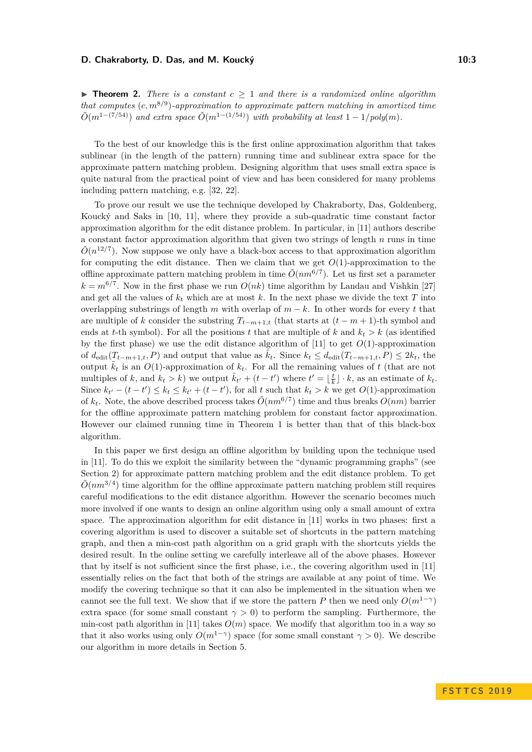▶ **Theorem 2.** *There is a constant $c \geq 1$ and there is a randomized online algorithm that computes $(c, m^{8/9})$-approximation to approximate pattern matching in amortized time $\tilde{O}(m^{1-(7/54)})$ and extra space $\tilde{O}(m^{1-(1/54)})$ with probability at least $1 - 1/poly(m)$.*

To the best of our knowledge this is the first online approximation algorithm that takes sublinear (in the length of the pattern) running time and sublinear extra space for the approximate pattern matching problem. Designing algorithm that uses small extra space is quite natural from the practical point of view and has been considered for many problems including pattern matching, e.g. [32, 22].

To prove our result we use the technique developed by Chakraborty, Das, Goldenberg, Koucký and Saks in [10, 11], where they provide a sub-quadratic time constant factor approximation algorithm for the edit distance problem. In particular, in [11] authors describe a constant factor approximation algorithm that given two strings of length $n$ runs in time $\tilde{O}(n^{12/7})$. Now suppose we only have a black-box access to that approximation algorithm for computing the edit distance. Then we claim that we get $O(1)$-approximation to the offline approximate pattern matching problem in time $\tilde{O}(nm^{6/7})$. Let us first set a parameter $k = m^{6/7}$. Now in the first phase we run $O(nk)$ time algorithm by Landau and Vishkin [27] and get all the values of $k_t$ which are at most $k$. In the next phase we divide the text $T$ into overlapping substrings of length $m$ with overlap of $m - k$. In other words for every $t$ that are multiple of $k$ consider the substring $T_{t-m+1,t}$ (that starts at $(t - m + 1)$-th symbol and ends at $t$-th symbol). For all the positions $t$ that are multiple of $k$ and $k_t > k$ (as identified by the first phase) we use the edit distance algorithm of [11] to get $O(1)$-approximation of $d_{\text{edit}}(T_{t-m+1,t}, P)$ and output that value as $\tilde{k}_t$. Since $k_t \leq d_{\text{edit}}(T_{t-m+1,t}, P) \leq 2k_t$, the output $\tilde{k}_t$ is an $O(1)$-approximation of $k_t$. For all the remaining values of $t$ (that are not multiples of $k$, and $k_t > k$) we output $\tilde{k}_{t'} + (t - t')$ where $t' = \lfloor \frac{t}{k} \rfloor \cdot k$, as an estimate of $k_t$. Since $k_{t'} - (t - t') \leq k_t \leq k_{t'} + (t - t')$, for all $t$ such that $k_t > k$ we get $O(1)$-approximation of $k_t$. Note, the above described process takes $\tilde{O}(nm^{6/7})$ time and thus breaks $O(nm)$ barrier for the offline approximate pattern matching problem for constant factor approximation. However our claimed running time in Theorem 1 is better than that of this black-box algorithm.

In this paper we first design an offline algorithm by building upon the technique used in [11]. To do this we exploit the similarity between the "dynamic programming graphs" (see Section 2) for approximate pattern matching problem and the edit distance problem. To get $\tilde{O}(nm^{3/4})$ time algorithm for the offline approximate pattern matching problem still requires careful modifications to the edit distance algorithm. However the scenario becomes much more involved if one wants to design an online algorithm using only a small amount of extra space. The approximation algorithm for edit distance in [11] works in two phases: first a covering algorithm is used to discover a suitable set of shortcuts in the pattern matching graph, and then a min-cost path algorithm on a grid graph with the shortcuts yields the desired result. In the online setting we carefully interleave all of the above phases. However that by itself is not sufficient since the first phase, i.e., the covering algorithm used in [11] essentially relies on the fact that both of the strings are available at any point of time. We modify the covering technique so that it can also be implemented in the situation when we cannot see the full text. We show that if we store the pattern $P$ then we need only $O(m^{1-\gamma})$ extra space (for some small constant $\gamma > 0$) to perform the sampling. Furthermore, the min-cost path algorithm in [11] takes $O(m)$ space. We modify that algorithm too in a way so that it also works using only $O(m^{1-\gamma})$ space (for some small constant $\gamma > 0$). We describe our algorithm in more details in Section 5.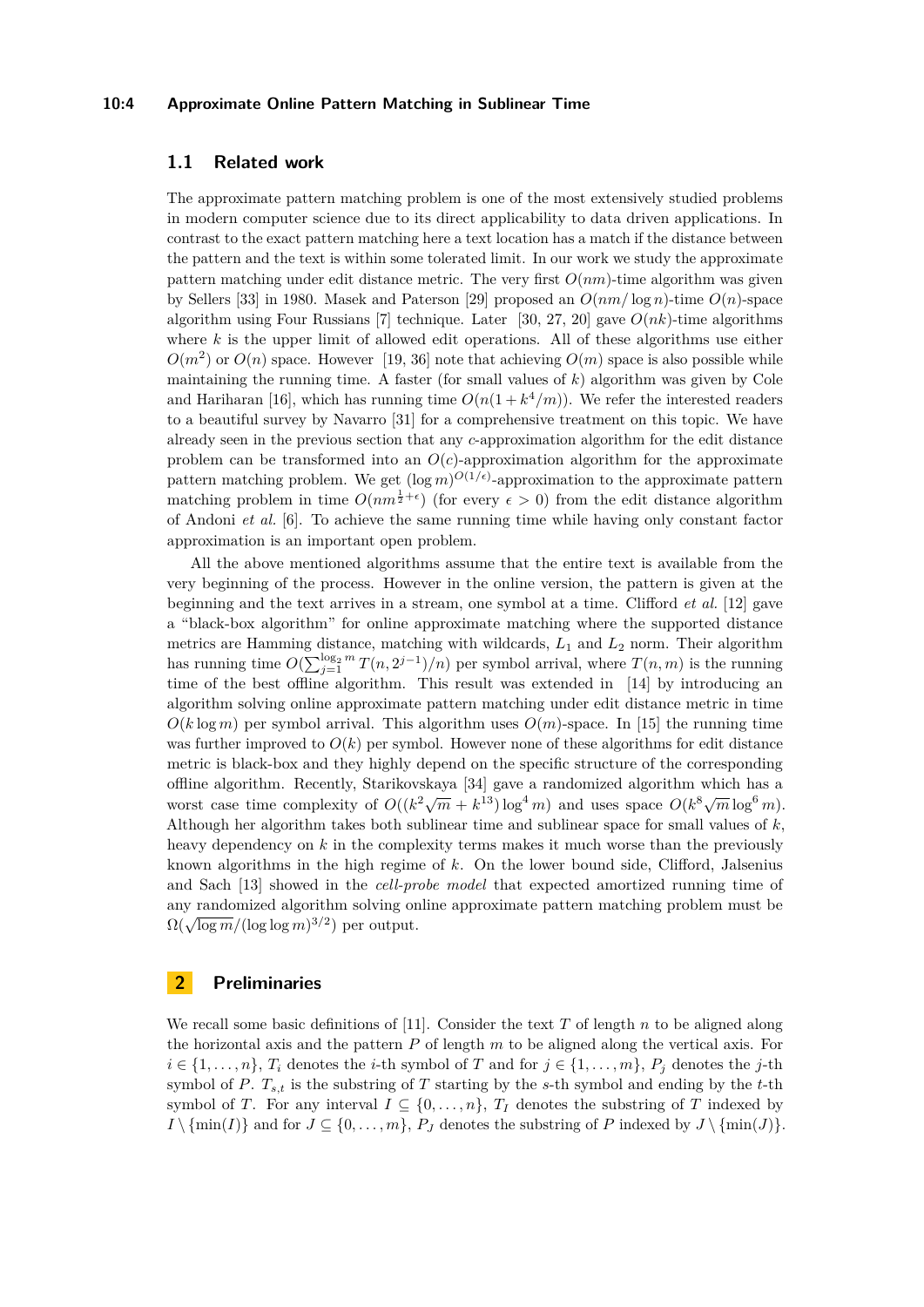## 1.1 Related work

The approximate pattern matching problem is one of the most extensively studied problems in modern computer science due to its direct applicability to data driven applications. In contrast to the exact pattern matching here a text location has a match if the distance between the pattern and the text is within some tolerated limit. In our work we study the approximate pattern matching under edit distance metric. The very first $O(nm)$-time algorithm was given by Sellers [33] in 1980. Masek and Paterson [29] proposed an $O(nm/\log n)$-time $O(n)$-space algorithm using Four Russians [7] technique. Later [30, 27, 20] gave $O(nk)$-time algorithms where $k$ is the upper limit of allowed edit operations. All of these algorithms use either $O(m^2)$ or $O(n)$ space. However [19, 36] note that achieving $O(m)$ space is also possible while maintaining the running time. A faster (for small values of $k$) algorithm was given by Cole and Hariharan [16], which has running time $O(n(1 + k^4/m))$. We refer the interested readers to a beautiful survey by Navarro [31] for a comprehensive treatment on this topic. We have already seen in the previous section that any $c$-approximation algorithm for the edit distance problem can be transformed into an $O(c)$-approximation algorithm for the approximate pattern matching problem. We get $(\log m)^{O(1/\epsilon)}$-approximation to the approximate pattern matching problem in time $O(nm^{\frac{1}{2}+\epsilon})$ (for every $\epsilon > 0$) from the edit distance algorithm of Andoni *et al.* [6]. To achieve the same running time while having only constant factor approximation is an important open problem.

All the above mentioned algorithms assume that the entire text is available from the very beginning of the process. However in the online version, the pattern is given at the beginning and the text arrives in a stream, one symbol at a time. Clifford *et al.* [12] gave a "black-box algorithm" for online approximate matching where the supported distance metrics are Hamming distance, matching with wildcards, $L_1$ and $L_2$ norm. Their algorithm has running time $O(\sum_{j=1}^{\log_2 m} T(n, 2^{j-1})/n)$ per symbol arrival, where $T(n, m)$ is the running time of the best offline algorithm. This result was extended in [14] by introducing an algorithm solving online approximate pattern matching under edit distance metric in time $O(k \log m)$ per symbol arrival. This algorithm uses $O(m)$-space. In [15] the running time was further improved to $O(k)$ per symbol. However none of these algorithms for edit distance metric is black-box and they highly depend on the specific structure of the corresponding offline algorithm. Recently, Starikovskaya [34] gave a randomized algorithm which has a worst case time complexity of $O((k^2\sqrt{m} + k^{13}) \log^4 m)$ and uses space $O(k^8\sqrt{m} \log^6 m)$. Although her algorithm takes both sublinear time and sublinear space for small values of $k$, heavy dependency on $k$ in the complexity terms makes it much worse than the previously known algorithms in the high regime of $k$. On the lower bound side, Clifford, Jalsenius and Sach [13] showed in the *cell-probe model* that expected amortized running time of any randomized algorithm solving online approximate pattern matching problem must be $\Omega(\sqrt{\log m}/(\log \log m)^{3/2})$ per output.

# 2 Preliminaries

We recall some basic definitions of [11]. Consider the text $T$ of length $n$ to be aligned along the horizontal axis and the pattern $P$ of length $m$ to be aligned along the vertical axis. For $i \in \{1, \ldots, n\}$, $T_i$ denotes the $i$-th symbol of $T$ and for $j \in \{1, \ldots, m\}$, $P_j$ denotes the $j$-th symbol of $P$. $T_{s,t}$ is the substring of $T$ starting by the $s$-th symbol and ending by the $t$-th symbol of $T$. For any interval $I \subseteq \{0, \ldots, n\}$, $T_I$ denotes the substring of $T$ indexed by $I \setminus \{\min(I)\}$ and for $J \subseteq \{0, \ldots, m\}$, $P_J$ denotes the substring of $P$ indexed by $J \setminus \{\min(J)\}$.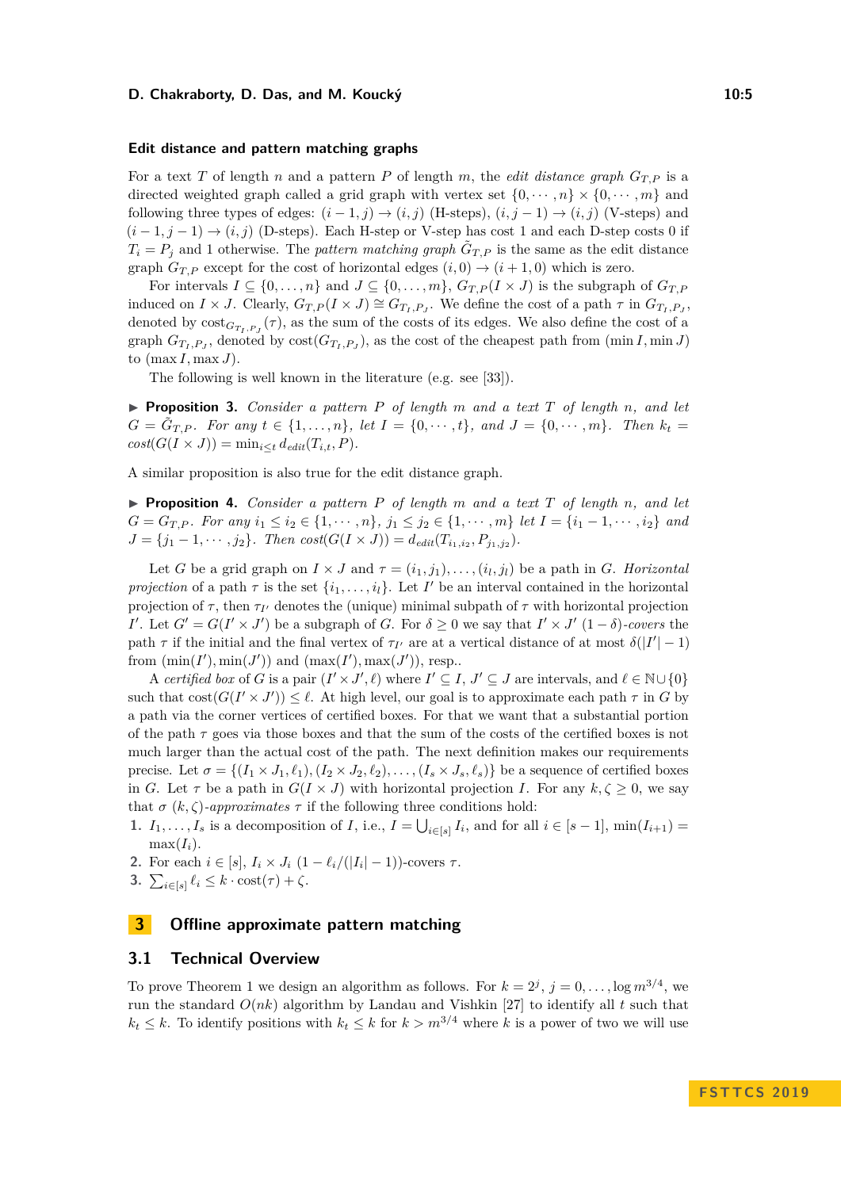### Edit distance and pattern matching graphs

For a text $T$ of length $n$ and a pattern $P$ of length $m$, the *edit distance graph* $G_{T,P}$ is a directed weighted graph called a grid graph with vertex set $\{0,\cdots,n\}\times\{0,\cdots,m\}$ and following three types of edges: $(i-1,j)\to(i,j)$ (H-steps), $(i,j-1)\to(i,j)$ (V-steps) and $(i-1,j-1)\to(i,j)$ (D-steps). Each H-step or V-step has cost 1 and each D-step costs 0 if $T_i = P_j$ and 1 otherwise. The *pattern matching graph* $\tilde{G}_{T,P}$ is the same as the edit distance graph $G_{T,P}$ except for the cost of horizontal edges $(i,0)\to(i+1,0)$ which is zero.

For intervals $I\subseteq\{0,\ldots,n\}$ and $J\subseteq\{0,\ldots,m\}$, $G_{T,P}(I\times J)$ is the subgraph of $G_{T,P}$ induced on $I\times J$. Clearly, $G_{T,P}(I\times J)\cong G_{T_I,P_J}$. We define the cost of a path $\tau$ in $G_{T_I,P_J}$, denoted by $\mathrm{cost}_{G_{T_I,P_J}}(\tau)$, as the sum of the costs of its edges. We also define the cost of a graph $G_{T_I,P_J}$, denoted by $\mathrm{cost}(G_{T_I,P_J})$, as the cost of the cheapest path from $(\min I,\min J)$ to $(\max I,\max J)$.

The following is well known in the literature (e.g. see [33]).

▶ **Proposition 3.** *Consider a pattern $P$ of length $m$ and a text $T$ of length $n$, and let $G=\tilde{G}_{T,P}$. For any $t\in\{1,\ldots,n\}$, let $I=\{0,\cdots,t\}$, and $J=\{0,\cdots,m\}$. Then $k_t = cost(G(I\times J)) = \min_{i\le t} d_{edit}(T_{i,t},P)$.*

A similar proposition is also true for the edit distance graph.

▶ **Proposition 4.** *Consider a pattern $P$ of length $m$ and a text $T$ of length $n$, and let $G=G_{T,P}$. For any $i_1\le i_2\in\{1,\cdots,n\}$, $j_1\le j_2\in\{1,\cdots,m\}$ let $I=\{i_1-1,\cdots,i_2\}$ and $J=\{j_1-1,\cdots,j_2\}$. Then $cost(G(I\times J)) = d_{edit}(T_{i_1,i_2},P_{j_1,j_2})$.*

Let $G$ be a grid graph on $I\times J$ and $\tau=(i_1,j_1),\ldots,(i_l,j_l)$ be a path in $G$. *Horizontal projection* of a path $\tau$ is the set $\{i_1,\ldots,i_l\}$. Let $I'$ be an interval contained in the horizontal projection of $\tau$, then $\tau_{I'}$ denotes the (unique) minimal subpath of $\tau$ with horizontal projection $I'$. Let $G'=G(I'\times J')$ be a subgraph of $G$. For $\delta\ge 0$ we say that $I'\times J'$ $(1-\delta)$*-covers* the path $\tau$ if the initial and the final vertex of $\tau_{I'}$ are at a vertical distance of at most $\delta(|I'|-1)$ from $(\min(I'),\min(J'))$ and $(\max(I'),\max(J'))$, resp..

A *certified box* of $G$ is a pair $(I'\times J',\ell)$ where $I'\subseteq I$, $J'\subseteq J$ are intervals, and $\ell\in\mathbb{N}\cup\{0\}$ such that $\mathrm{cost}(G(I'\times J'))\le\ell$. At high level, our goal is to approximate each path $\tau$ in $G$ by a path via the corner vertices of certified boxes. For that we want that a substantial portion of the path $\tau$ goes via those boxes and that the sum of the costs of the certified boxes is not much larger than the actual cost of the path. The next definition makes our requirements precise. Let $\sigma=\{(I_1\times J_1,\ell_1),(I_2\times J_2,\ell_2),\ldots,(I_s\times J_s,\ell_s)\}$ be a sequence of certified boxes in $G$. Let $\tau$ be a path in $G(I\times J)$ with horizontal projection $I$. For any $k,\zeta\ge 0$, we say that $\sigma$ $(k,\zeta)$*-approximates* $\tau$ if the following three conditions hold:

1. $I_1,\ldots,I_s$ is a decomposition of $I$, i.e., $I=\bigcup_{i\in[s]} I_i$, and for all $i\in[s-1]$, $\min(I_{i+1}) = \max(I_i)$.
2. For each $i\in[s]$, $I_i\times J_i$ $(1-\ell_i/(|I_i|-1))$-covers $\tau$.
3. $\sum_{i\in[s]}\ell_i\le k\cdot\mathrm{cost}(\tau)+\zeta$.

## 3 Offline approximate pattern matching

### 3.1 Technical Overview

To prove Theorem 1 we design an algorithm as follows. For $k=2^j$, $j=0,\ldots,\log m^{3/4}$, we run the standard $O(nk)$ algorithm by Landau and Vishkin [27] to identify all $t$ such that $k_t\le k$. To identify positions with $k_t\le k$ for $k>m^{3/4}$ where $k$ is a power of two we will use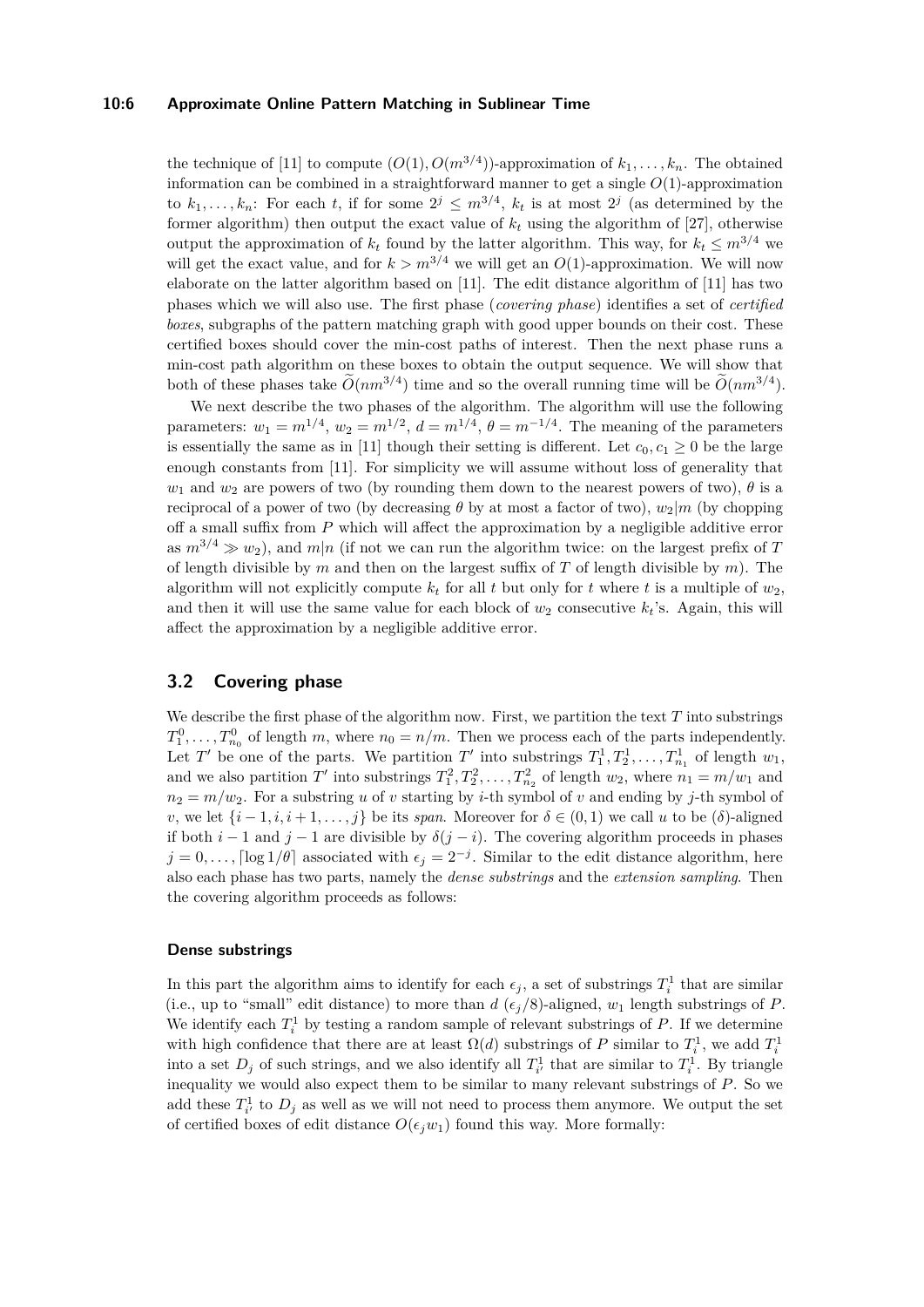the technique of [11] to compute $(O(1), O(m^{3/4}))$-approximation of $k_1, \ldots, k_n$. The obtained information can be combined in a straightforward manner to get a single $O(1)$-approximation to $k_1, \ldots, k_n$: For each $t$, if for some $2^j \leq m^{3/4}$, $k_t$ is at most $2^j$ (as determined by the former algorithm) then output the exact value of $k_t$ using the algorithm of [27], otherwise output the approximation of $k_t$ found by the latter algorithm. This way, for $k_t \leq m^{3/4}$ we will get the exact value, and for $k > m^{3/4}$ we will get an $O(1)$-approximation. We will now elaborate on the latter algorithm based on [11]. The edit distance algorithm of [11] has two phases which we will also use. The first phase (*covering phase*) identifies a set of *certified boxes*, subgraphs of the pattern matching graph with good upper bounds on their cost. These certified boxes should cover the min-cost paths of interest. Then the next phase runs a min-cost path algorithm on these boxes to obtain the output sequence. We will show that both of these phases take $\widetilde{O}(nm^{3/4})$ time and so the overall running time will be $\widetilde{O}(nm^{3/4})$.

We next describe the two phases of the algorithm. The algorithm will use the following parameters: $w_1 = m^{1/4}$, $w_2 = m^{1/2}$, $d = m^{1/4}$, $\theta = m^{-1/4}$. The meaning of the parameters is essentially the same as in [11] though their setting is different. Let $c_0, c_1 \geq 0$ be the large enough constants from [11]. For simplicity we will assume without loss of generality that $w_1$ and $w_2$ are powers of two (by rounding them down to the nearest powers of two), $\theta$ is a reciprocal of a power of two (by decreasing $\theta$ by at most a factor of two), $w_2 | m$ (by chopping off a small suffix from $P$ which will affect the approximation by a negligible additive error as $m^{3/4} \gg w_2$), and $m|n$ (if not we can run the algorithm twice: on the largest prefix of $T$ of length divisible by $m$ and then on the largest suffix of $T$ of length divisible by $m$). The algorithm will not explicitly compute $k_t$ for all $t$ but only for $t$ where $t$ is a multiple of $w_2$, and then it will use the same value for each block of $w_2$ consecutive $k_t$'s. Again, this will affect the approximation by a negligible additive error.

## 3.2 Covering phase

We describe the first phase of the algorithm now. First, we partition the text $T$ into substrings $T^0_1, \ldots, T^0_{n_0}$ of length $m$, where $n_0 = n/m$. Then we process each of the parts independently. Let $T'$ be one of the parts. We partition $T'$ into substrings $T^1_1, T^1_2, \ldots, T^1_{n_1}$ of length $w_1$, and we also partition $T'$ into substrings $T^2_1, T^2_2, \ldots, T^2_{n_2}$ of length $w_2$, where $n_1 = m/w_1$ and $n_2 = m/w_2$. For a substring $u$ of $v$ starting by $i$-th symbol of $v$ and ending by $j$-th symbol of $v$, we let $\{i-1, i, i+1, \ldots, j\}$ be its *span*. Moreover for $\delta \in (0, 1)$ we call $u$ to be ($\delta$)-aligned if both $i - 1$ and $j - 1$ are divisible by $\delta(j - i)$. The covering algorithm proceeds in phases $j = 0, \ldots, \lceil \log 1/\theta \rceil$ associated with $\epsilon_j = 2^{-j}$. Similar to the edit distance algorithm, here also each phase has two parts, namely the *dense substrings* and the *extension sampling*. Then the covering algorithm proceeds as follows:

### Dense substrings

In this part the algorithm aims to identify for each $\epsilon_j$, a set of substrings $T^1_i$ that are similar (i.e., up to "small" edit distance) to more than $d$ ($\epsilon_j/8$)-aligned, $w_1$ length substrings of $P$. We identify each $T^1_i$ by testing a random sample of relevant substrings of $P$. If we determine with high confidence that there are at least $\Omega(d)$ substrings of $P$ similar to $T^1_i$, we add $T^1_i$ into a set $D_j$ of such strings, and we also identify all $T^1_{i'}$ that are similar to $T^1_i$. By triangle inequality we would also expect them to be similar to many relevant substrings of $P$. So we add these $T^1_{i'}$ to $D_j$ as well as we will not need to process them anymore. We output the set of certified boxes of edit distance $O(\epsilon_j w_1)$ found this way. More formally: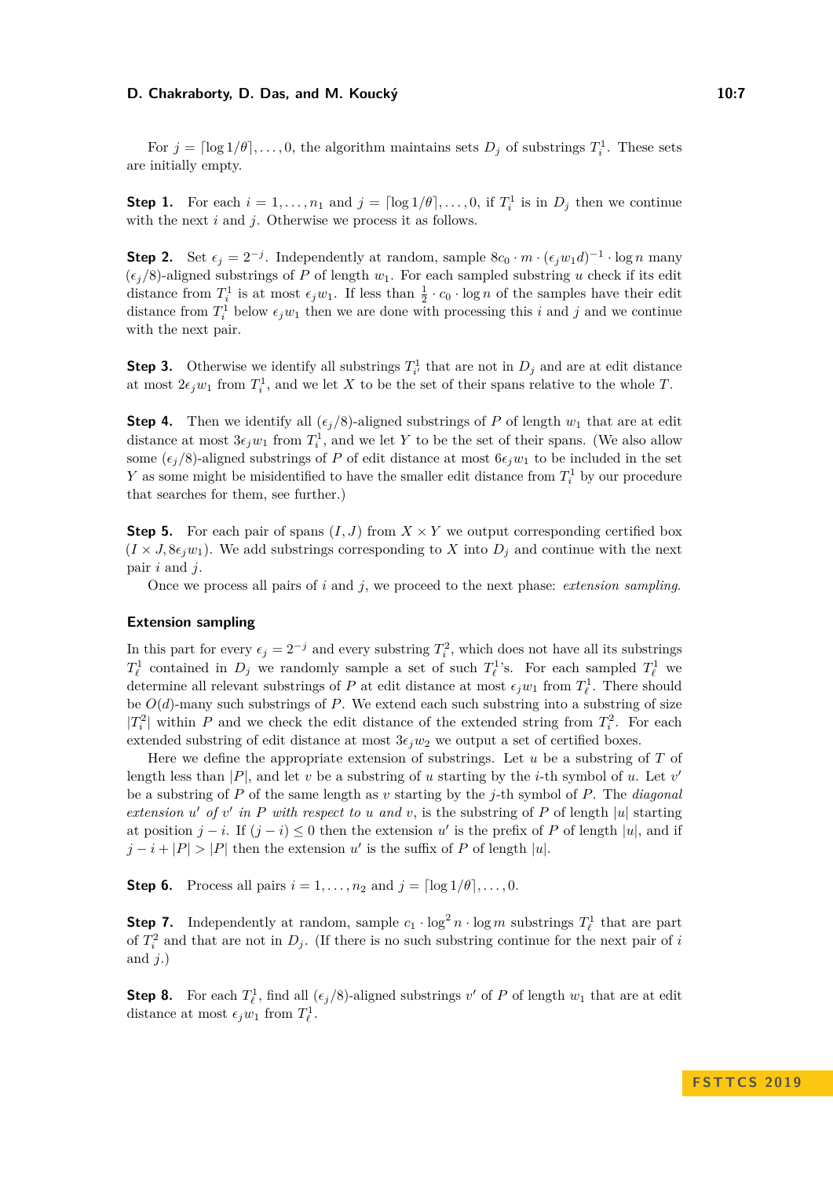For $j = \lceil \log 1/\theta \rceil, \ldots, 0$, the algorithm maintains sets $D_j$ of substrings $T_i^1$. These sets are initially empty.

**Step 1.** For each $i = 1, \ldots, n_1$ and $j = \lceil \log 1/\theta \rceil, \ldots, 0$, if $T_i^1$ is in $D_j$ then we continue with the next $i$ and $j$. Otherwise we process it as follows.

**Step 2.** Set $\epsilon_j = 2^{-j}$. Independently at random, sample $8c_0 \cdot m \cdot (\epsilon_j w_1 d)^{-1} \cdot \log n$ many $(\epsilon_j/8)$-aligned substrings of $P$ of length $w_1$. For each sampled substring $u$ check if its edit distance from $T_i^1$ is at most $\epsilon_j w_1$. If less than $\frac{1}{2} \cdot c_0 \cdot \log n$ of the samples have their edit distance from $T_i^1$ below $\epsilon_j w_1$ then we are done with processing this $i$ and $j$ and we continue with the next pair.

**Step 3.** Otherwise we identify all substrings $T_{i'}^1$ that are not in $D_j$ and are at edit distance at most $2\epsilon_j w_1$ from $T_i^1$, and we let $X$ to be the set of their spans relative to the whole $T$.

**Step 4.** Then we identify all $(\epsilon_j/8)$-aligned substrings of $P$ of length $w_1$ that are at edit distance at most $3\epsilon_j w_1$ from $T_i^1$, and we let $Y$ to be the set of their spans. (We also allow some $(\epsilon_j/8)$-aligned substrings of $P$ of edit distance at most $6\epsilon_j w_1$ to be included in the set $Y$ as some might be misidentified to have the smaller edit distance from $T_i^1$ by our procedure that searches for them, see further.)

**Step 5.** For each pair of spans $(I, J)$ from $X \times Y$ we output corresponding certified box $(I \times J, 8\epsilon_j w_1)$. We add substrings corresponding to $X$ into $D_j$ and continue with the next pair $i$ and $j$.

Once we process all pairs of $i$ and $j$, we proceed to the next phase: *extension sampling*.

### Extension sampling

In this part for every $\epsilon_j = 2^{-j}$ and every substring $T_i^2$, which does not have all its substrings $T_\ell^1$ contained in $D_j$ we randomly sample a set of such $T_\ell^1$'s. For each sampled $T_\ell^1$ we determine all relevant substrings of $P$ at edit distance at most $\epsilon_j w_1$ from $T_\ell^1$. There should be $O(d)$-many such substrings of $P$. We extend each such substring into a substring of size $|T_i^2|$ within $P$ and we check the edit distance of the extended string from $T_i^2$. For each extended substring of edit distance at most $3\epsilon_j w_2$ we output a set of certified boxes.

Here we define the appropriate extension of substrings. Let $u$ be a substring of $T$ of length less than $|P|$, and let $v$ be a substring of $u$ starting by the $i$-th symbol of $u$. Let $v'$ be a substring of $P$ of the same length as $v$ starting by the $j$-th symbol of $P$. The *diagonal extension $u'$ of $v'$ in $P$ with respect to $u$ and $v$*, is the substring of $P$ of length $|u|$ starting at position $j - i$. If $(j - i) \leq 0$ then the extension $u'$ is the prefix of $P$ of length $|u|$, and if $j - i + |P| > |P|$ then the extension $u'$ is the suffix of $P$ of length $|u|$.

**Step 6.** Process all pairs $i = 1, \ldots, n_2$ and $j = \lceil \log 1/\theta \rceil, \ldots, 0$.

**Step 7.** Independently at random, sample $c_1 \cdot \log^2 n \cdot \log m$ substrings $T_\ell^1$ that are part of $T_i^2$ and that are not in $D_j$. (If there is no such substring continue for the next pair of $i$ and $j$.)

**Step 8.** For each $T_\ell^1$, find all $(\epsilon_j/8)$-aligned substrings $v'$ of $P$ of length $w_1$ that are at edit distance at most $\epsilon_j w_1$ from $T_\ell^1$.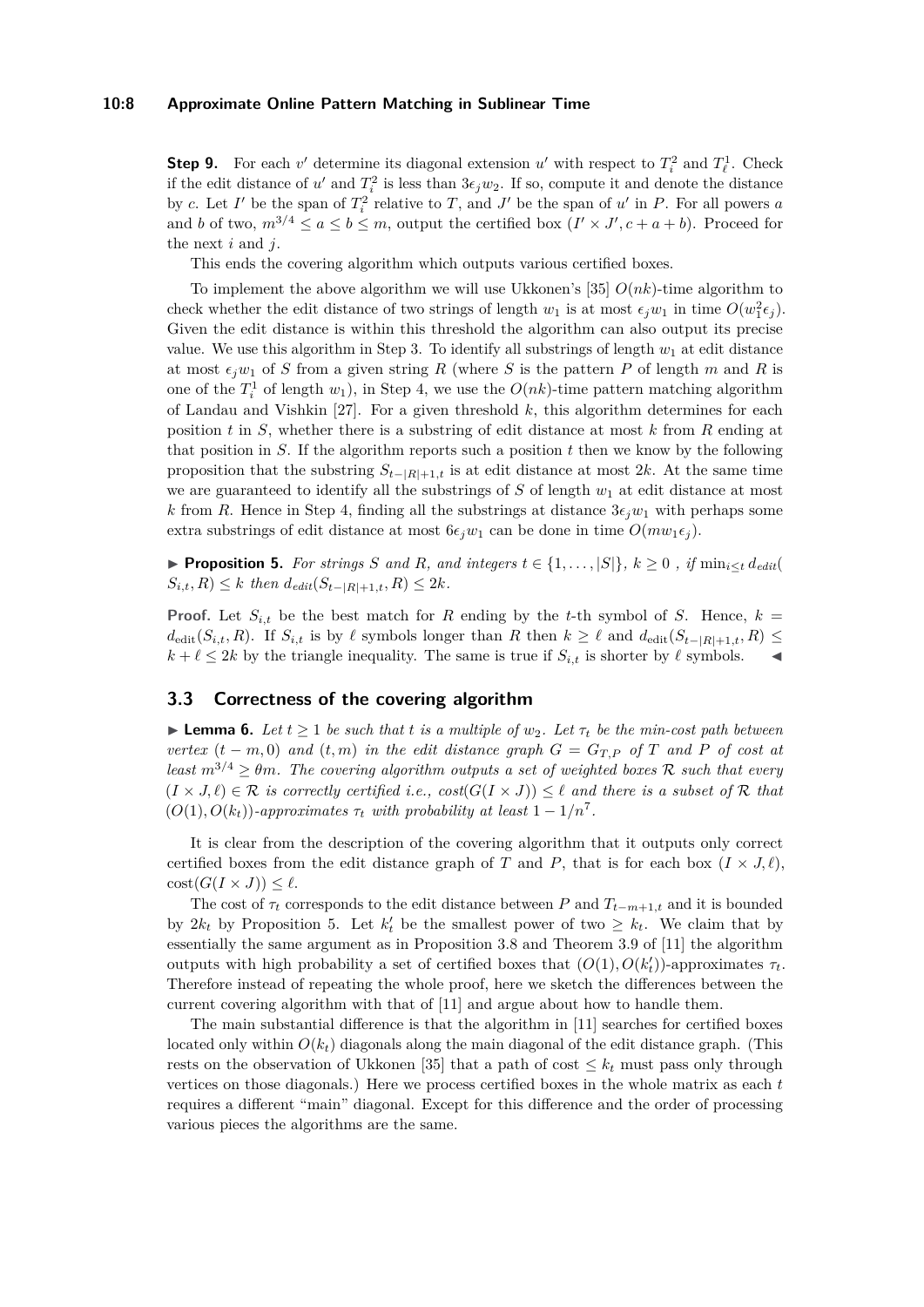**Step 9.** For each $v'$ determine its diagonal extension $u'$ with respect to $T_i^2$ and $T_\ell^1$. Check if the edit distance of $u'$ and $T_i^2$ is less than $3\epsilon_j w_2$. If so, compute it and denote the distance by $c$. Let $I'$ be the span of $T_i^2$ relative to $T$, and $J'$ be the span of $u'$ in $P$. For all powers $a$ and $b$ of two, $m^{3/4} \leq a \leq b \leq m$, output the certified box $(I' \times J', c + a + b)$. Proceed for the next $i$ and $j$.

This ends the covering algorithm which outputs various certified boxes.

To implement the above algorithm we will use Ukkonen's [35] $O(nk)$-time algorithm to check whether the edit distance of two strings of length $w_1$ is at most $\epsilon_j w_1$ in time $O(w_1^2 \epsilon_j)$. Given the edit distance is within this threshold the algorithm can also output its precise value. We use this algorithm in Step 3. To identify all substrings of length $w_1$ at edit distance at most $\epsilon_j w_1$ of $S$ from a given string $R$ (where $S$ is the pattern $P$ of length $m$ and $R$ is one of the $T_i^1$ of length $w_1$), in Step 4, we use the $O(nk)$-time pattern matching algorithm of Landau and Vishkin [27]. For a given threshold $k$, this algorithm determines for each position $t$ in $S$, whether there is a substring of edit distance at most $k$ from $R$ ending at that position in $S$. If the algorithm reports such a position $t$ then we know by the following proposition that the substring $S_{t-|R|+1,t}$ is at edit distance at most $2k$. At the same time we are guaranteed to identify all the substrings of $S$ of length $w_1$ at edit distance at most $k$ from $R$. Hence in Step 4, finding all the substrings at distance $3\epsilon_j w_1$ with perhaps some extra substrings of edit distance at most $6\epsilon_j w_1$ can be done in time $O(m w_1 \epsilon_j)$.

▶ **Proposition 5.** *For strings $S$ and $R$, and integers $t \in \{1, \ldots, |S|\}$, $k \geq 0$ , if $\min_{i \leq t} d_{edit}(S_{i,t}, R) \leq k$ then $d_{edit}(S_{t-|R|+1,t}, R) \leq 2k$.*

**Proof.** Let $S_{i,t}$ be the best match for $R$ ending by the $t$-th symbol of $S$. Hence, $k = d_{\text{edit}}(S_{i,t}, R)$. If $S_{i,t}$ is by $\ell$ symbols longer than $R$ then $k \geq \ell$ and $d_{\text{edit}}(S_{t-|R|+1,t}, R) \leq k + \ell \leq 2k$ by the triangle inequality. The same is true if $S_{i,t}$ is shorter by $\ell$ symbols. ◀

## 3.3 Correctness of the covering algorithm

▶ **Lemma 6.** *Let $t \geq 1$ be such that $t$ is a multiple of $w_2$. Let $\tau_t$ be the min-cost path between vertex $(t - m, 0)$ and $(t, m)$ in the edit distance graph $G = G_{T,P}$ of $T$ and $P$ of cost at least $m^{3/4} \geq \theta m$. The covering algorithm outputs a set of weighted boxes $\mathcal{R}$ such that every $(I \times J, \ell) \in \mathcal{R}$ is correctly certified i.e., $cost(G(I \times J)) \leq \ell$ and there is a subset of $\mathcal{R}$ that $(O(1), O(k_t))$-approximates $\tau_t$ with probability at least $1 - 1/n^7$.*

It is clear from the description of the covering algorithm that it outputs only correct certified boxes from the edit distance graph of $T$ and $P$, that is for each box $(I \times J, \ell)$, $\text{cost}(G(I \times J)) \leq \ell$.

The cost of $\tau_t$ corresponds to the edit distance between $P$ and $T_{t-m+1,t}$ and it is bounded by $2k_t$ by Proposition 5. Let $k'_t$ be the smallest power of two $\geq k_t$. We claim that by essentially the same argument as in Proposition 3.8 and Theorem 3.9 of [11] the algorithm outputs with high probability a set of certified boxes that $(O(1), O(k'_t))$-approximates $\tau_t$. Therefore instead of repeating the whole proof, here we sketch the differences between the current covering algorithm with that of [11] and argue about how to handle them.

The main substantial difference is that the algorithm in [11] searches for certified boxes located only within $O(k_t)$ diagonals along the main diagonal of the edit distance graph. (This rests on the observation of Ukkonen [35] that a path of cost $\leq k_t$ must pass only through vertices on those diagonals.) Here we process certified boxes in the whole matrix as each $t$ requires a different "main" diagonal. Except for this difference and the order of processing various pieces the algorithms are the same.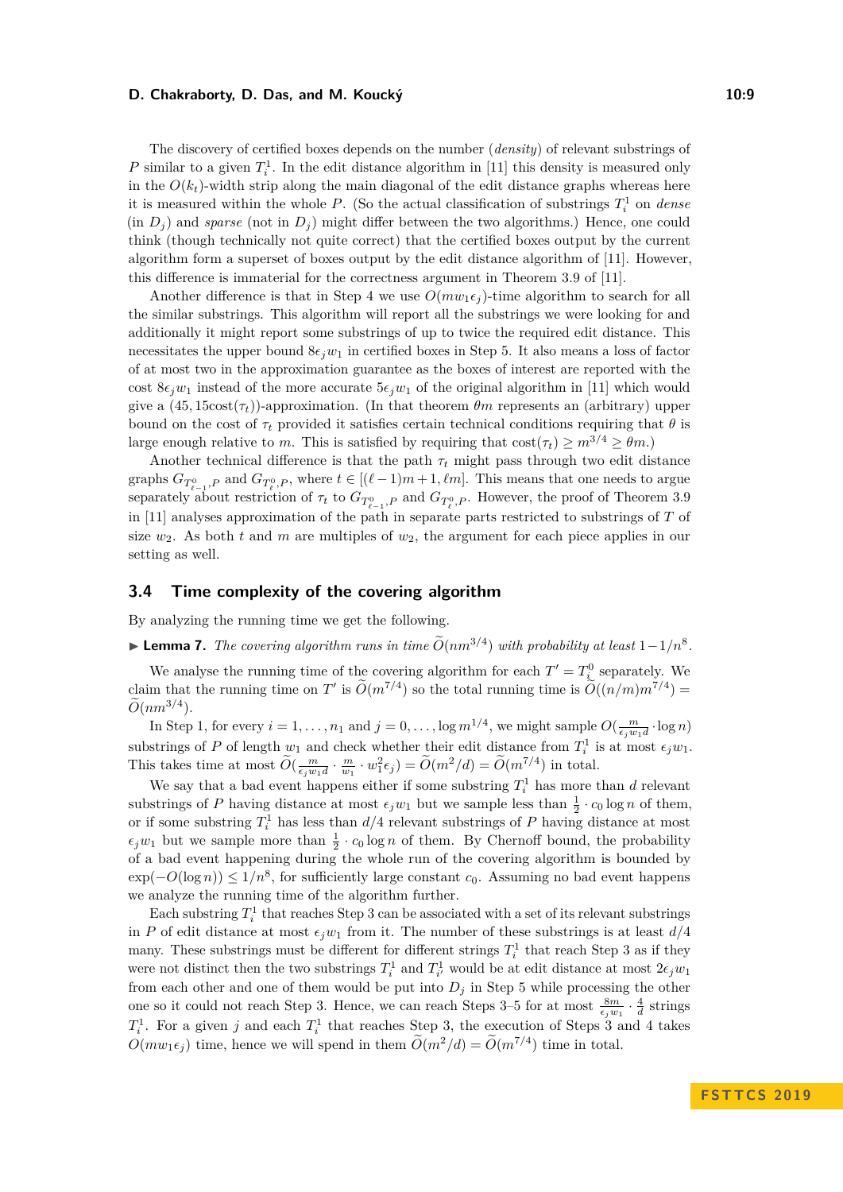The discovery of certified boxes depends on the number (*density*) of relevant substrings of $P$ similar to a given $T_i^1$. In the edit distance algorithm in [11] this density is measured only in the $O(k_t)$-width strip along the main diagonal of the edit distance graphs whereas here it is measured within the whole $P$. (So the actual classification of substrings $T_i^1$ on *dense* (in $D_j$) and *sparse* (not in $D_j$) might differ between the two algorithms.) Hence, one could think (though technically not quite correct) that the certified boxes output by the current algorithm form a superset of boxes output by the edit distance algorithm of [11]. However, this difference is immaterial for the correctness argument in Theorem 3.9 of [11].

Another difference is that in Step 4 we use $O(mw_1\epsilon_j)$-time algorithm to search for all the similar substrings. This algorithm will report all the substrings we were looking for and additionally it might report some substrings of up to twice the required edit distance. This necessitates the upper bound $8\epsilon_j w_1$ in certified boxes in Step 5. It also means a loss of factor of at most two in the approximation guarantee as the boxes of interest are reported with the cost $8\epsilon_j w_1$ instead of the more accurate $5\epsilon_j w_1$ of the original algorithm in [11] which would give a $(45, 15\text{cost}(\tau_t))$-approximation. (In that theorem $\theta m$ represents an (arbitrary) upper bound on the cost of $\tau_t$ provided it satisfies certain technical conditions requiring that $\theta$ is large enough relative to $m$. This is satisfied by requiring that $\text{cost}(\tau_t) \geq m^{3/4} \geq \theta m$.)

Another technical difference is that the path $\tau_t$ might pass through two edit distance graphs $G_{T^0_{\ell-1},P}$ and $G_{T^0_\ell,P}$, where $t \in [(\ell-1)m+1, \ell m]$. This means that one needs to argue separately about restriction of $\tau_t$ to $G_{T^0_{\ell-1},P}$ and $G_{T^0_\ell,P}$. However, the proof of Theorem 3.9 in [11] analyses approximation of the path in separate parts restricted to substrings of $T$ of size $w_2$. As both $t$ and $m$ are multiples of $w_2$, the argument for each piece applies in our setting as well.

## 3.4 Time complexity of the covering algorithm

By analyzing the running time we get the following.

▶ **Lemma 7.** *The covering algorithm runs in time $\widetilde{O}(nm^{3/4})$ with probability at least $1-1/n^8$.*

We analyse the running time of the covering algorithm for each $T' = T_i^0$ separately. We claim that the running time on $T'$ is $\widetilde{O}(m^{7/4})$ so the total running time is $\widetilde{O}((n/m)m^{7/4}) = \widetilde{O}(nm^{3/4})$.

In Step 1, for every $i = 1, \ldots, n_1$ and $j = 0, \ldots, \log m^{1/4}$, we might sample $O(\frac{m}{\epsilon_j w_1 d} \cdot \log n)$ substrings of $P$ of length $w_1$ and check whether their edit distance from $T_i^1$ is at most $\epsilon_j w_1$. This takes time at most $\widetilde{O}(\frac{m}{\epsilon_j w_1 d} \cdot \frac{m}{w_1} \cdot w_1^2 \epsilon_j) = \widetilde{O}(m^2/d) = \widetilde{O}(m^{7/4})$ in total.

We say that a bad event happens either if some substring $T_i^1$ has more than $d$ relevant substrings of $P$ having distance at most $\epsilon_j w_1$ but we sample less than $\frac{1}{2} \cdot c_0 \log n$ of them, or if some substring $T_i^1$ has less than $d/4$ relevant substrings of $P$ having distance at most $\epsilon_j w_1$ but we sample more than $\frac{1}{2} \cdot c_0 \log n$ of them. By Chernoff bound, the probability of a bad event happening during the whole run of the covering algorithm is bounded by $\exp(-O(\log n)) \leq 1/n^8$, for sufficiently large constant $c_0$. Assuming no bad event happens we analyze the running time of the algorithm further.

Each substring $T_i^1$ that reaches Step 3 can be associated with a set of its relevant substrings in $P$ of edit distance at most $\epsilon_j w_1$ from it. The number of these substrings is at least $d/4$ many. These substrings must be different for different strings $T_i^1$ that reach Step 3 as if they were not distinct then the two substrings $T_i^1$ and $T_{i'}^1$ would be at edit distance at most $2\epsilon_j w_1$ from each other and one of them would be put into $D_j$ in Step 5 while processing the other one so it could not reach Step 3. Hence, we can reach Steps 3–5 for at most $\frac{8m}{\epsilon_j w_1} \cdot \frac{4}{d}$ strings $T_i^1$. For a given $j$ and each $T_i^1$ that reaches Step 3, the execution of Steps 3 and 4 takes $O(mw_1\epsilon_j)$ time, hence we will spend in them $\widetilde{O}(m^2/d) = \widetilde{O}(m^{7/4})$ time in total.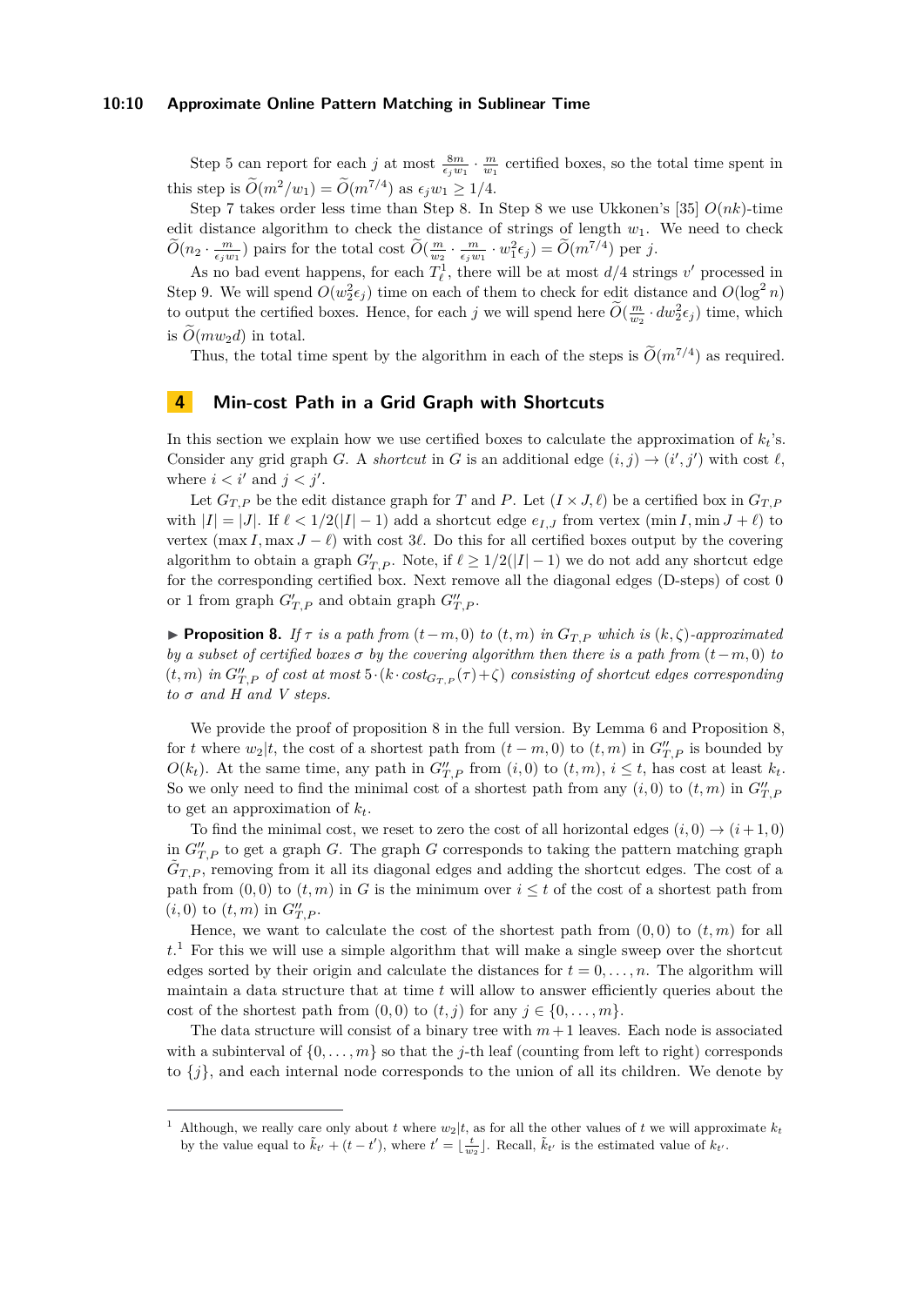Step 5 can report for each $j$ at most $\frac{8m}{\epsilon_j w_1} \cdot \frac{m}{w_1}$ certified boxes, so the total time spent in this step is $\widetilde{O}(m^2/w_1) = \widetilde{O}(m^{7/4})$ as $\epsilon_j w_1 \geq 1/4$.

Step 7 takes order less time than Step 8. In Step 8 we use Ukkonen's [35] $O(nk)$-time edit distance algorithm to check the distance of strings of length $w_1$. We need to check $\widetilde{O}(n_2 \cdot \frac{m}{\epsilon_j w_1})$ pairs for the total cost $\widetilde{O}(\frac{m}{w_2} \cdot \frac{m}{\epsilon_j w_1} \cdot w_1^2 \epsilon_j) = \widetilde{O}(m^{7/4})$ per $j$.

As no bad event happens, for each $T^1_\ell$, there will be at most $d/4$ strings $v'$ processed in Step 9. We will spend $O(w_2^2 \epsilon_j)$ time on each of them to check for edit distance and $O(\log^2 n)$ to output the certified boxes. Hence, for each $j$ we will spend here $\widetilde{O}(\frac{m}{w_2} \cdot d w_2^2 \epsilon_j)$ time, which is $\widetilde{O}(m w_2 d)$ in total.

Thus, the total time spent by the algorithm in each of the steps is $\widetilde{O}(m^{7/4})$ as required.

# 4 Min-cost Path in a Grid Graph with Shortcuts

In this section we explain how we use certified boxes to calculate the approximation of $k_t$'s. Consider any grid graph $G$. A *shortcut* in $G$ is an additional edge $(i, j) \to (i', j')$ with cost $\ell$, where $i < i'$ and $j < j'$.

Let $G_{T,P}$ be the edit distance graph for $T$ and $P$. Let $(I \times J, \ell)$ be a certified box in $G_{T,P}$ with $|I| = |J|$. If $\ell < 1/2(|I| - 1)$ add a shortcut edge $e_{I,J}$ from vertex $(\min I, \min J + \ell)$ to vertex $(\max I, \max J - \ell)$ with cost $3\ell$. Do this for all certified boxes output by the covering algorithm to obtain a graph $G'_{T,P}$. Note, if $\ell \geq 1/2(|I| - 1)$ we do not add any shortcut edge for the corresponding certified box. Next remove all the diagonal edges (D-steps) of cost 0 or 1 from graph $G'_{T,P}$ and obtain graph $G''_{T,P}$.

▶ **Proposition 8.** *If $\tau$ is a path from $(t-m, 0)$ to $(t, m)$ in $G_{T,P}$ which is $(k, \zeta)$-approximated by a subset of certified boxes $\sigma$ by the covering algorithm then there is a path from $(t-m, 0)$ to $(t, m)$ in $G''_{T,P}$ of cost at most $5 \cdot (k \cdot \mathrm{cost}_{G_{T,P}}(\tau) + \zeta)$ consisting of shortcut edges corresponding to $\sigma$ and H and V steps.*

We provide the proof of proposition 8 in the full version. By Lemma 6 and Proposition 8, for $t$ where $w_2|t$, the cost of a shortest path from $(t-m, 0)$ to $(t, m)$ in $G''_{T,P}$ is bounded by $O(k_t)$. At the same time, any path in $G''_{T,P}$ from $(i, 0)$ to $(t, m)$, $i \leq t$, has cost at least $k_t$. So we only need to find the minimal cost of a shortest path from any $(i, 0)$ to $(t, m)$ in $G''_{T,P}$ to get an approximation of $k_t$.

To find the minimal cost, we reset to zero the cost of all horizontal edges $(i, 0) \to (i+1, 0)$ in $G''_{T,P}$ to get a graph $G$. The graph $G$ corresponds to taking the pattern matching graph $\tilde{G}_{T,P}$, removing from it all its diagonal edges and adding the shortcut edges. The cost of a path from $(0, 0)$ to $(t, m)$ in $G$ is the minimum over $i \leq t$ of the cost of a shortest path from $(i, 0)$ to $(t, m)$ in $G''_{T,P}$.

Hence, we want to calculate the cost of the shortest path from $(0, 0)$ to $(t, m)$ for all $t$.[1] For this we will use a simple algorithm that will make a single sweep over the shortcut edges sorted by their origin and calculate the distances for $t = 0, \ldots, n$. The algorithm will maintain a data structure that at time $t$ will allow to answer efficiently queries about the cost of the shortest path from $(0, 0)$ to $(t, j)$ for any $j \in \{0, \ldots, m\}$.

The data structure will consist of a binary tree with $m+1$ leaves. Each node is associated with a subinterval of $\{0, \ldots, m\}$ so that the $j$-th leaf (counting from left to right) corresponds to $\{j\}$, and each internal node corresponds to the union of all its children. We denote by

---

[1] Although, we really care only about $t$ where $w_2|t$, as for all the other values of $t$ we will approximate $k_t$ by the value equal to $\tilde{k}_{t'} + (t - t')$, where $t' = \lfloor \frac{t}{w_2} \rfloor$. Recall, $\tilde{k}_{t'}$ is the estimated value of $k_{t'}$.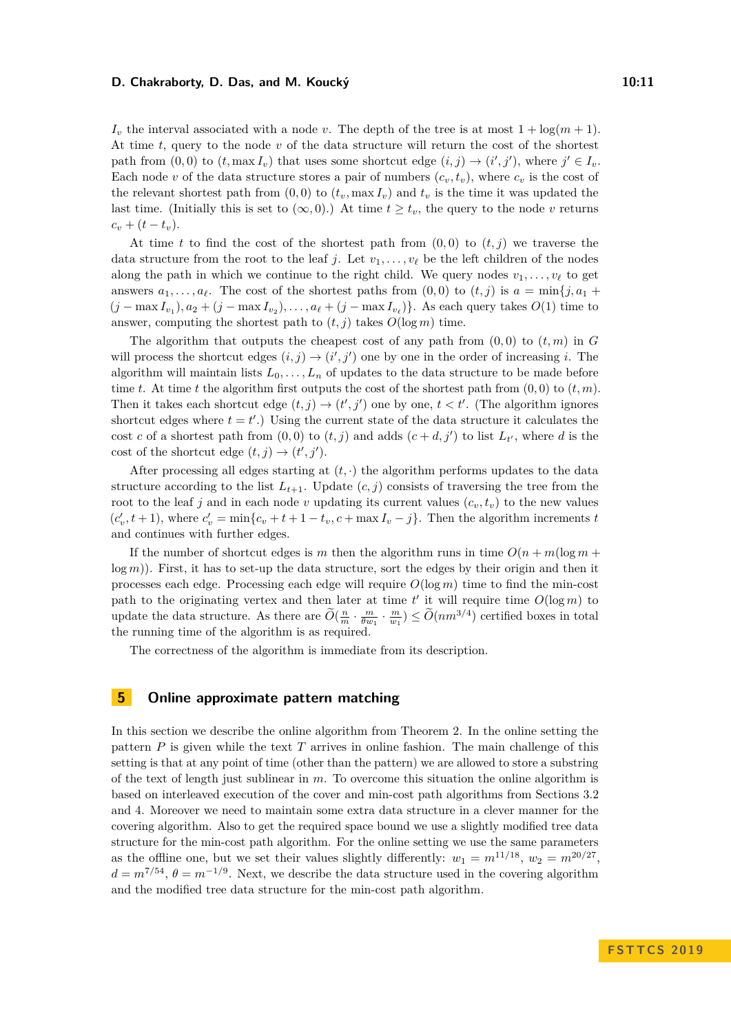$I_v$ the interval associated with a node $v$. The depth of the tree is at most $1 + \log(m+1)$. At time $t$, query to the node $v$ of the data structure will return the cost of the shortest path from $(0,0)$ to $(t, \max I_v)$ that uses some shortcut edge $(i,j) \to (i',j')$, where $j' \in I_v$. Each node $v$ of the data structure stores a pair of numbers $(c_v, t_v)$, where $c_v$ is the cost of the relevant shortest path from $(0,0)$ to $(t_v, \max I_v)$ and $t_v$ is the time it was updated the last time. (Initially this is set to $(\infty, 0)$.) At time $t \geq t_v$, the query to the node $v$ returns $c_v + (t - t_v)$.

At time $t$ to find the cost of the shortest path from $(0,0)$ to $(t,j)$ we traverse the data structure from the root to the leaf $j$. Let $v_1, \ldots, v_\ell$ be the left children of the nodes along the path in which we continue to the right child. We query nodes $v_1, \ldots, v_\ell$ to get answers $a_1, \ldots, a_\ell$. The cost of the shortest paths from $(0,0)$ to $(t,j)$ is $a = \min\{j, a_1 + (j - \max I_{v_1}), a_2 + (j - \max I_{v_2}), \ldots, a_\ell + (j - \max I_{v_\ell})\}$. As each query takes $O(1)$ time to answer, computing the shortest path to $(t,j)$ takes $O(\log m)$ time.

The algorithm that outputs the cheapest cost of any path from $(0,0)$ to $(t,m)$ in $G$ will process the shortcut edges $(i,j) \to (i',j')$ one by one in the order of increasing $i$. The algorithm will maintain lists $L_0, \ldots, L_n$ of updates to the data structure to be made before time $t$. At time $t$ the algorithm first outputs the cost of the shortest path from $(0,0)$ to $(t,m)$. Then it takes each shortcut edge $(t,j) \to (t',j')$ one by one, $t < t'$. (The algorithm ignores shortcut edges where $t = t'$.) Using the current state of the data structure it calculates the cost $c$ of a shortest path from $(0,0)$ to $(t,j)$ and adds $(c+d, j')$ to list $L_{t'}$, where $d$ is the cost of the shortcut edge $(t,j) \to (t',j')$.

After processing all edges starting at $(t,\cdot)$ the algorithm performs updates to the data structure according to the list $L_{t+1}$. Update $(c,j)$ consists of traversing the tree from the root to the leaf $j$ and in each node $v$ updating its current values $(c_v, t_v)$ to the new values $(c'_v, t+1)$, where $c'_v = \min\{c_v + t + 1 - t_v, c + \max I_v - j\}$. Then the algorithm increments $t$ and continues with further edges.

If the number of shortcut edges is $m$ then the algorithm runs in time $O(n + m(\log m + \log m))$. First, it has to set-up the data structure, sort the edges by their origin and then it processes each edge. Processing each edge will require $O(\log m)$ time to find the min-cost path to the originating vertex and then later at time $t'$ it will require time $O(\log m)$ to update the data structure. As there are $\widetilde{O}(\frac{n}{m} \cdot \frac{m}{\theta w_1} \cdot \frac{m}{w_1}) \leq \widetilde{O}(nm^{3/4})$ certified boxes in total the running time of the algorithm is as required.

The correctness of the algorithm is immediate from its description.

## 5 Online approximate pattern matching

In this section we describe the online algorithm from Theorem 2. In the online setting the pattern $P$ is given while the text $T$ arrives in online fashion. The main challenge of this setting is that at any point of time (other than the pattern) we are allowed to store a substring of the text of length just sublinear in $m$. To overcome this situation the online algorithm is based on interleaved execution of the cover and min-cost path algorithms from Sections 3.2 and 4. Moreover we need to maintain some extra data structure in a clever manner for the covering algorithm. Also to get the required space bound we use a slightly modified tree data structure for the min-cost path algorithm. For the online setting we use the same parameters as the offline one, but we set their values slightly differently: $w_1 = m^{11/18}$, $w_2 = m^{20/27}$, $d = m^{7/54}$, $\theta = m^{-1/9}$. Next, we describe the data structure used in the covering algorithm and the modified tree data structure for the min-cost path algorithm.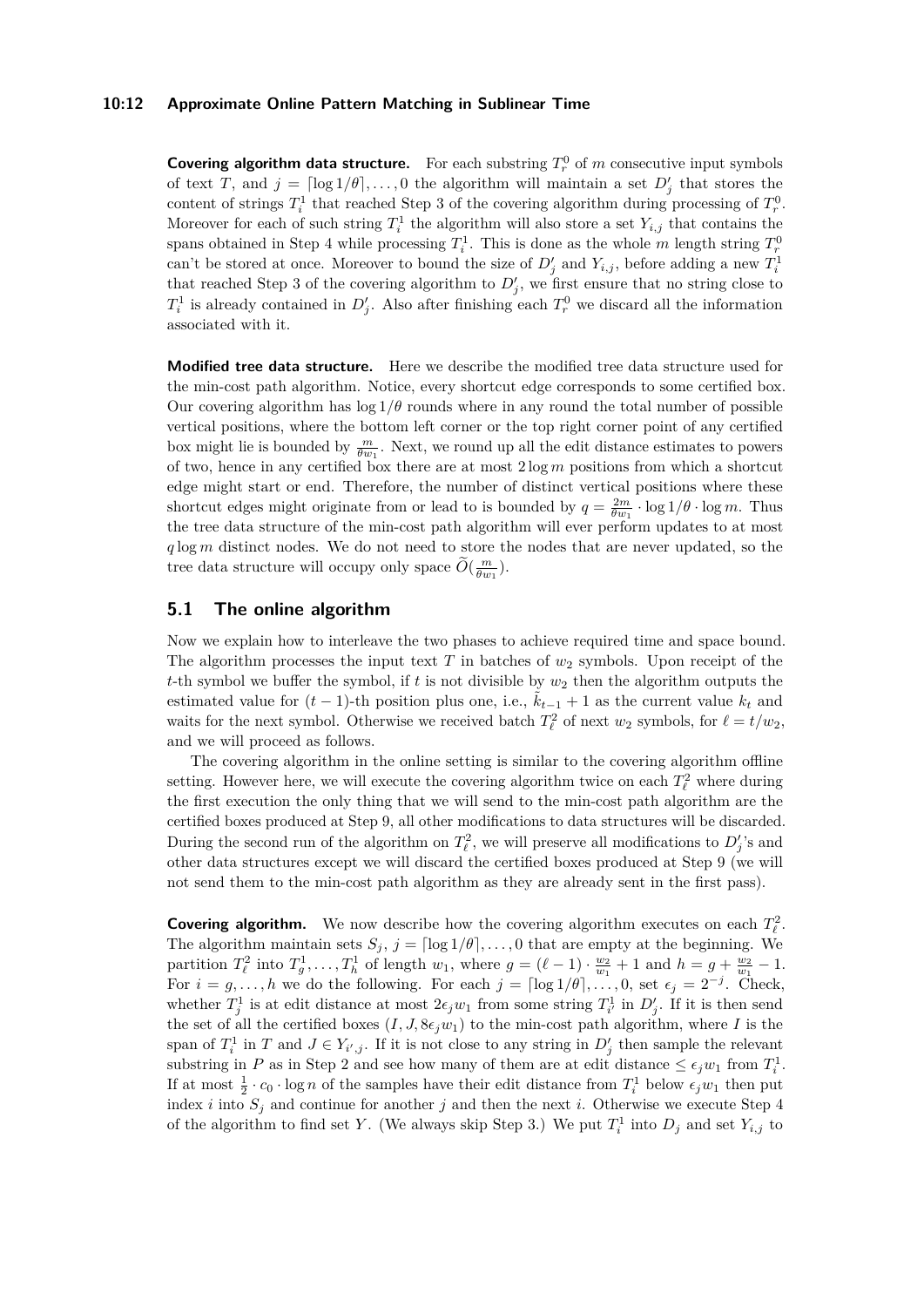**Covering algorithm data structure.** For each substring $T_r^0$ of $m$ consecutive input symbols of text $T$, and $j = \lceil \log 1/\theta \rceil, \ldots, 0$ the algorithm will maintain a set $D'_j$ that stores the content of strings $T_i^1$ that reached Step 3 of the covering algorithm during processing of $T_r^0$. Moreover for each of such string $T_i^1$ the algorithm will also store a set $Y_{i,j}$ that contains the spans obtained in Step 4 while processing $T_i^1$. This is done as the whole $m$ length string $T_r^0$ can't be stored at once. Moreover to bound the size of $D'_j$ and $Y_{i,j}$, before adding a new $T_i^1$ that reached Step 3 of the covering algorithm to $D'_j$, we first ensure that no string close to $T_i^1$ is already contained in $D'_j$. Also after finishing each $T_r^0$ we discard all the information associated with it.

**Modified tree data structure.** Here we describe the modified tree data structure used for the min-cost path algorithm. Notice, every shortcut edge corresponds to some certified box. Our covering algorithm has $\log 1/\theta$ rounds where in any round the total number of possible vertical positions, where the bottom left corner or the top right corner point of any certified box might lie is bounded by $\frac{m}{\theta w_1}$. Next, we round up all the edit distance estimates to powers of two, hence in any certified box there are at most $2 \log m$ positions from which a shortcut edge might start or end. Therefore, the number of distinct vertical positions where these shortcut edges might originate from or lead to is bounded by $q = \frac{2m}{\theta w_1} \cdot \log 1/\theta \cdot \log m$. Thus the tree data structure of the min-cost path algorithm will ever perform updates to at most $q \log m$ distinct nodes. We do not need to store the nodes that are never updated, so the tree data structure will occupy only space $\widetilde{O}(\frac{m}{\theta w_1})$.

## 5.1 The online algorithm

Now we explain how to interleave the two phases to achieve required time and space bound. The algorithm processes the input text $T$ in batches of $w_2$ symbols. Upon receipt of the $t$-th symbol we buffer the symbol, if $t$ is not divisible by $w_2$ then the algorithm outputs the estimated value for $(t-1)$-th position plus one, i.e., $\tilde{k}_{t-1} + 1$ as the current value $k_t$ and waits for the next symbol. Otherwise we received batch $T_\ell^2$ of next $w_2$ symbols, for $\ell = t/w_2$, and we will proceed as follows.

The covering algorithm in the online setting is similar to the covering algorithm offline setting. However here, we will execute the covering algorithm twice on each $T_\ell^2$ where during the first execution the only thing that we will send to the min-cost path algorithm are the certified boxes produced at Step 9, all other modifications to data structures will be discarded. During the second run of the algorithm on $T_\ell^2$, we will preserve all modifications to $D'_j$'s and other data structures except we will discard the certified boxes produced at Step 9 (we will not send them to the min-cost path algorithm as they are already sent in the first pass).

**Covering algorithm.** We now describe how the covering algorithm executes on each $T_\ell^2$. The algorithm maintain sets $S_j$, $j = \lceil \log 1/\theta \rceil, \ldots, 0$ that are empty at the beginning. We partition $T_\ell^2$ into $T_g^1, \ldots, T_h^1$ of length $w_1$, where $g = (\ell - 1) \cdot \frac{w_2}{w_1} + 1$ and $h = g + \frac{w_2}{w_1} - 1$. For $i = g, \ldots, h$ we do the following. For each $j = \lceil \log 1/\theta \rceil, \ldots, 0$, set $\epsilon_j = 2^{-j}$. Check, whether $T_j^1$ is at edit distance at most $2\epsilon_j w_1$ from some string $T_{i'}^1$ in $D'_j$. If it is then send the set of all the certified boxes $(I, J, 8\epsilon_j w_1)$ to the min-cost path algorithm, where $I$ is the span of $T_i^1$ in $T$ and $J \in Y_{i',j}$. If it is not close to any string in $D'_j$ then sample the relevant substring in $P$ as in Step 2 and see how many of them are at edit distance $\leq \epsilon_j w_1$ from $T_i^1$. If at most $\frac{1}{2} \cdot c_0 \cdot \log n$ of the samples have their edit distance from $T_i^1$ below $\epsilon_j w_1$ then put index $i$ into $S_j$ and continue for another $j$ and then the next $i$. Otherwise we execute Step 4 of the algorithm to find set $Y$. (We always skip Step 3.) We put $T_i^1$ into $D_j$ and set $Y_{i,j}$ to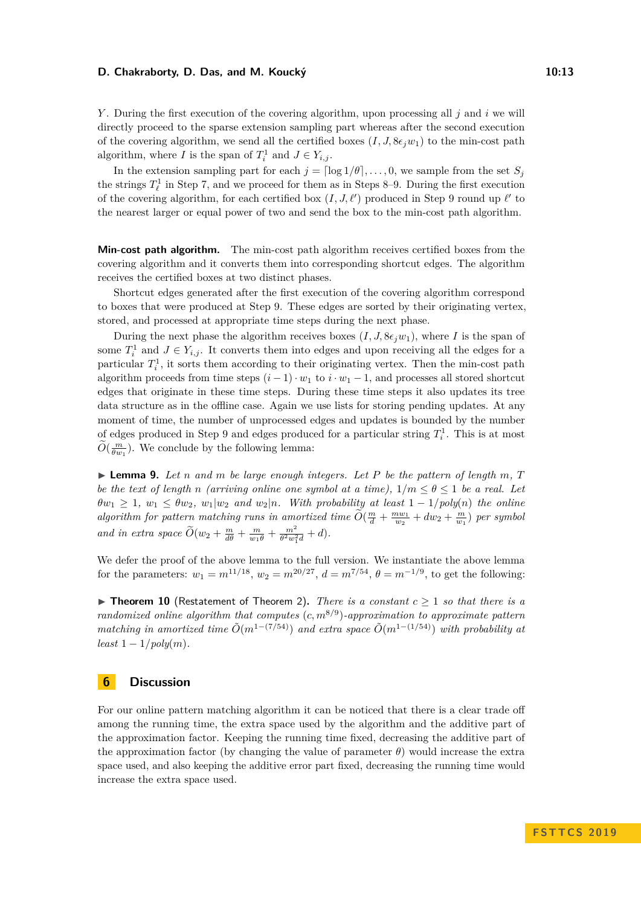$Y$. During the first execution of the covering algorithm, upon processing all $j$ and $i$ we will directly proceed to the sparse extension sampling part whereas after the second execution of the covering algorithm, we send all the certified boxes $(I, J, 8\epsilon_j w_1)$ to the min-cost path algorithm, where $I$ is the span of $T_i^1$ and $J \in Y_{i,j}$.

In the extension sampling part for each $j = \lceil \log 1/\theta \rceil, \ldots, 0$, we sample from the set $S_j$ the strings $T_\ell^1$ in Step 7, and we proceed for them as in Steps 8–9. During the first execution of the covering algorithm, for each certified box $(I, J, \ell')$ produced in Step 9 round up $\ell'$ to the nearest larger or equal power of two and send the box to the min-cost path algorithm.

**Min-cost path algorithm.** The min-cost path algorithm receives certified boxes from the covering algorithm and it converts them into corresponding shortcut edges. The algorithm receives the certified boxes at two distinct phases.

Shortcut edges generated after the first execution of the covering algorithm correspond to boxes that were produced at Step 9. These edges are sorted by their originating vertex, stored, and processed at appropriate time steps during the next phase.

During the next phase the algorithm receives boxes $(I, J, 8\epsilon_j w_1)$, where $I$ is the span of some $T_i^1$ and $J \in Y_{i,j}$. It converts them into edges and upon receiving all the edges for a particular $T_i^1$, it sorts them according to their originating vertex. Then the min-cost path algorithm proceeds from time steps $(i-1) \cdot w_1$ to $i \cdot w_1 - 1$, and processes all stored shortcut edges that originate in these time steps. During these time steps it also updates its tree data structure as in the offline case. Again we use lists for storing pending updates. At any moment of time, the number of unprocessed edges and updates is bounded by the number of edges produced in Step 9 and edges produced for a particular string $T_i^1$. This is at most $\widetilde{O}(\frac{m}{\theta w_1})$. We conclude by the following lemma:

▶ **Lemma 9.** *Let $n$ and $m$ be large enough integers. Let $P$ be the pattern of length $m$, $T$ be the text of length $n$ (arriving online one symbol at a time), $1/m \le \theta \le 1$ be a real. Let $\theta w_1 \ge 1$, $w_1 \le \theta w_2$, $w_1 | w_2$ and $w_2 | n$. With probability at least $1 - 1/poly(n)$ the online algorithm for pattern matching runs in amortized time $\widetilde{O}(\frac{m}{d} + \frac{m w_1}{w_2} + d w_2 + \frac{m}{w_1})$ per symbol and in extra space $\widetilde{O}(w_2 + \frac{m}{d\theta} + \frac{m}{w_1 \theta} + \frac{m^2}{\theta^2 w_1^2 d} + d)$.*

We defer the proof of the above lemma to the full version. We instantiate the above lemma for the parameters: $w_1 = m^{11/18}$, $w_2 = m^{20/27}$, $d = m^{7/54}$, $\theta = m^{-1/9}$, to get the following:

▶ **Theorem 10** (Restatement of Theorem 2)**.** *There is a constant $c \ge 1$ so that there is a randomized online algorithm that computes $(c, m^{8/9})$-approximation to approximate pattern matching in amortized time $\tilde{O}(m^{1-(7/54)})$ and extra space $\tilde{O}(m^{1-(1/54)})$ with probability at least $1 - 1/poly(m)$.*

## 6 Discussion

For our online pattern matching algorithm it can be noticed that there is a clear trade off among the running time, the extra space used by the algorithm and the additive part of the approximation factor. Keeping the running time fixed, decreasing the additive part of the approximation factor (by changing the value of parameter $\theta$) would increase the extra space used, and also keeping the additive error part fixed, decreasing the running time would increase the extra space used.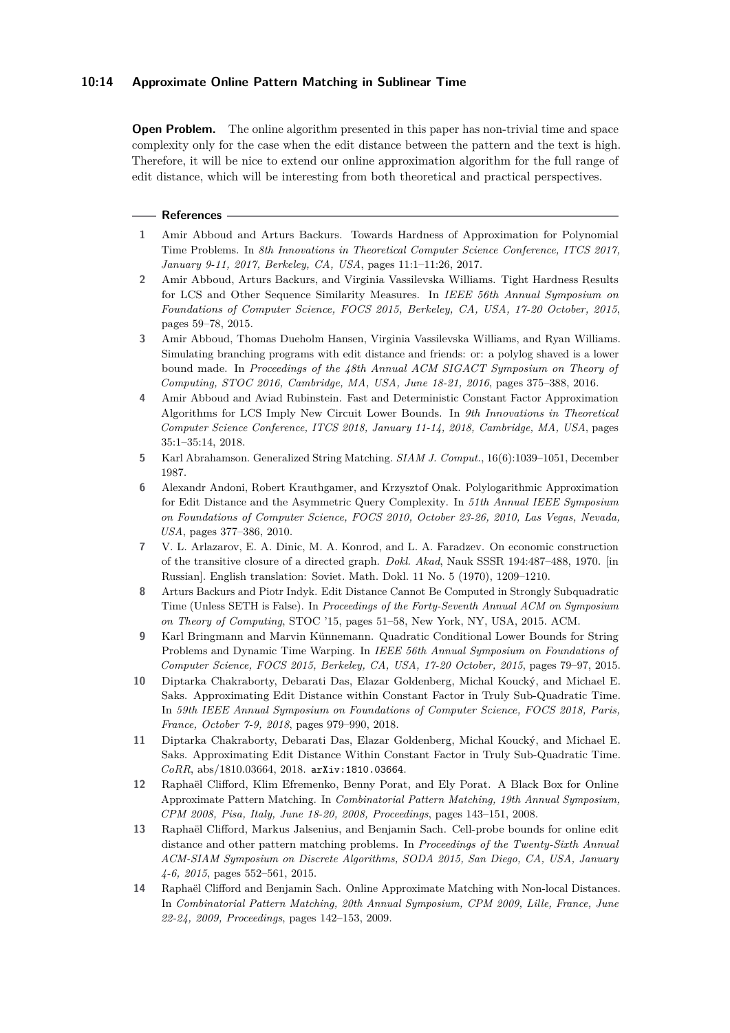**Open Problem.** The online algorithm presented in this paper has non-trivial time and space complexity only for the case when the edit distance between the pattern and the text is high. Therefore, it will be nice to extend our online approximation algorithm for the full range of edit distance, which will be interesting from both theoretical and practical perspectives.

## References

1. Amir Abboud and Arturs Backurs. Towards Hardness of Approximation for Polynomial Time Problems. In *8th Innovations in Theoretical Computer Science Conference, ITCS 2017, January 9-11, 2017, Berkeley, CA, USA*, pages 11:1–11:26, 2017.
2. Amir Abboud, Arturs Backurs, and Virginia Vassilevska Williams. Tight Hardness Results for LCS and Other Sequence Similarity Measures. In *IEEE 56th Annual Symposium on Foundations of Computer Science, FOCS 2015, Berkeley, CA, USA, 17-20 October, 2015*, pages 59–78, 2015.
3. Amir Abboud, Thomas Dueholm Hansen, Virginia Vassilevska Williams, and Ryan Williams. Simulating branching programs with edit distance and friends: or: a polylog shaved is a lower bound made. In *Proceedings of the 48th Annual ACM SIGACT Symposium on Theory of Computing, STOC 2016, Cambridge, MA, USA, June 18-21, 2016*, pages 375–388, 2016.
4. Amir Abboud and Aviad Rubinstein. Fast and Deterministic Constant Factor Approximation Algorithms for LCS Imply New Circuit Lower Bounds. In *9th Innovations in Theoretical Computer Science Conference, ITCS 2018, January 11-14, 2018, Cambridge, MA, USA*, pages 35:1–35:14, 2018.
5. Karl Abrahamson. Generalized String Matching. *SIAM J. Comput.*, 16(6):1039–1051, December 1987.
6. Alexandr Andoni, Robert Krauthgamer, and Krzysztof Onak. Polylogarithmic Approximation for Edit Distance and the Asymmetric Query Complexity. In *51th Annual IEEE Symposium on Foundations of Computer Science, FOCS 2010, October 23-26, 2010, Las Vegas, Nevada, USA*, pages 377–386, 2010.
7. V. L. Arlazarov, E. A. Dinic, M. A. Konrod, and L. A. Faradzev. On economic construction of the transitive closure of a directed graph. *Dokl. Akad*, Nauk SSSR 194:487–488, 1970. [in Russian]. English translation: Soviet. Math. Dokl. 11 No. 5 (1970), 1209–1210.
8. Arturs Backurs and Piotr Indyk. Edit Distance Cannot Be Computed in Strongly Subquadratic Time (Unless SETH is False). In *Proceedings of the Forty-Seventh Annual ACM on Symposium on Theory of Computing*, STOC '15, pages 51–58, New York, NY, USA, 2015. ACM.
9. Karl Bringmann and Marvin Künnemann. Quadratic Conditional Lower Bounds for String Problems and Dynamic Time Warping. In *IEEE 56th Annual Symposium on Foundations of Computer Science, FOCS 2015, Berkeley, CA, USA, 17-20 October, 2015*, pages 79–97, 2015.
10. Diptarka Chakraborty, Debarati Das, Elazar Goldenberg, Michal Koucký, and Michael E. Saks. Approximating Edit Distance within Constant Factor in Truly Sub-Quadratic Time. In *59th IEEE Annual Symposium on Foundations of Computer Science, FOCS 2018, Paris, France, October 7-9, 2018*, pages 979–990, 2018.
11. Diptarka Chakraborty, Debarati Das, Elazar Goldenberg, Michal Koucký, and Michael E. Saks. Approximating Edit Distance Within Constant Factor in Truly Sub-Quadratic Time. *CoRR*, abs/1810.03664, 2018. arXiv:1810.03664.
12. Raphaël Clifford, Klim Efremenko, Benny Porat, and Ely Porat. A Black Box for Online Approximate Pattern Matching. In *Combinatorial Pattern Matching, 19th Annual Symposium, CPM 2008, Pisa, Italy, June 18-20, 2008, Proceedings*, pages 143–151, 2008.
13. Raphaël Clifford, Markus Jalsenius, and Benjamin Sach. Cell-probe bounds for online edit distance and other pattern matching problems. In *Proceedings of the Twenty-Sixth Annual ACM-SIAM Symposium on Discrete Algorithms, SODA 2015, San Diego, CA, USA, January 4-6, 2015*, pages 552–561, 2015.
14. Raphaël Clifford and Benjamin Sach. Online Approximate Matching with Non-local Distances. In *Combinatorial Pattern Matching, 20th Annual Symposium, CPM 2009, Lille, France, June 22-24, 2009, Proceedings*, pages 142–153, 2009.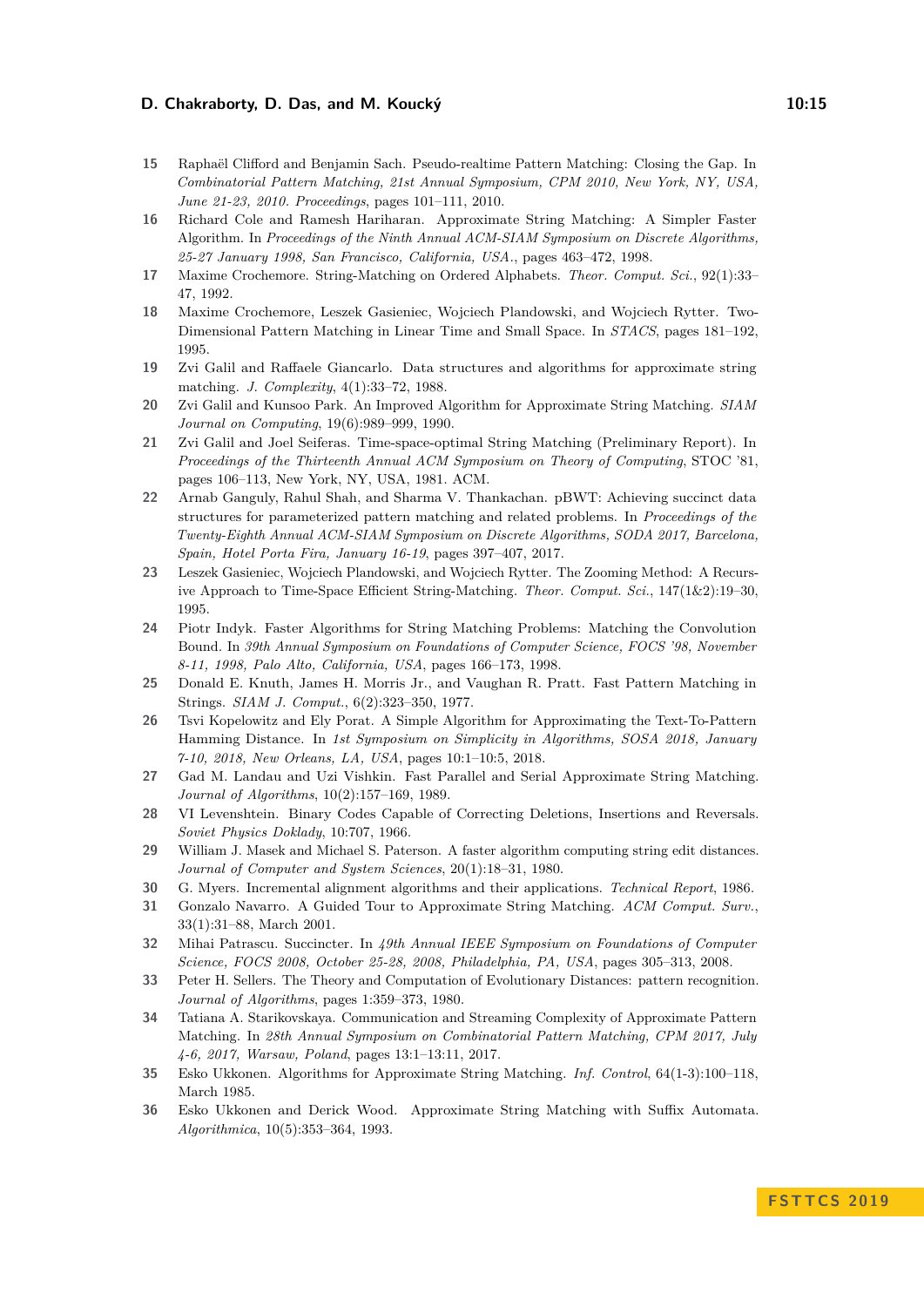15 Raphaël Clifford and Benjamin Sach. Pseudo-realtime Pattern Matching: Closing the Gap. In *Combinatorial Pattern Matching, 21st Annual Symposium, CPM 2010, New York, NY, USA, June 21-23, 2010. Proceedings*, pages 101–111, 2010.

16 Richard Cole and Ramesh Hariharan. Approximate String Matching: A Simpler Faster Algorithm. In *Proceedings of the Ninth Annual ACM-SIAM Symposium on Discrete Algorithms, 25-27 January 1998, San Francisco, California, USA.*, pages 463–472, 1998.

17 Maxime Crochemore. String-Matching on Ordered Alphabets. *Theor. Comput. Sci.*, 92(1):33–47, 1992.

18 Maxime Crochemore, Leszek Gasieniec, Wojciech Plandowski, and Wojciech Rytter. Two-Dimensional Pattern Matching in Linear Time and Small Space. In *STACS*, pages 181–192, 1995.

19 Zvi Galil and Raffaele Giancarlo. Data structures and algorithms for approximate string matching. *J. Complexity*, 4(1):33–72, 1988.

20 Zvi Galil and Kunsoo Park. An Improved Algorithm for Approximate String Matching. *SIAM Journal on Computing*, 19(6):989–999, 1990.

21 Zvi Galil and Joel Seiferas. Time-space-optimal String Matching (Preliminary Report). In *Proceedings of the Thirteenth Annual ACM Symposium on Theory of Computing*, STOC '81, pages 106–113, New York, NY, USA, 1981. ACM.

22 Arnab Ganguly, Rahul Shah, and Sharma V. Thankachan. pBWT: Achieving succinct data structures for parameterized pattern matching and related problems. In *Proceedings of the Twenty-Eighth Annual ACM-SIAM Symposium on Discrete Algorithms, SODA 2017, Barcelona, Spain, Hotel Porta Fira, January 16-19*, pages 397–407, 2017.

23 Leszek Gasieniec, Wojciech Plandowski, and Wojciech Rytter. The Zooming Method: A Recursive Approach to Time-Space Efficient String-Matching. *Theor. Comput. Sci.*, 147(1&2):19–30, 1995.

24 Piotr Indyk. Faster Algorithms for String Matching Problems: Matching the Convolution Bound. In *39th Annual Symposium on Foundations of Computer Science, FOCS '98, November 8-11, 1998, Palo Alto, California, USA*, pages 166–173, 1998.

25 Donald E. Knuth, James H. Morris Jr., and Vaughan R. Pratt. Fast Pattern Matching in Strings. *SIAM J. Comput.*, 6(2):323–350, 1977.

26 Tsvi Kopelowitz and Ely Porat. A Simple Algorithm for Approximating the Text-To-Pattern Hamming Distance. In *1st Symposium on Simplicity in Algorithms, SOSA 2018, January 7-10, 2018, New Orleans, LA, USA*, pages 10:1–10:5, 2018.

27 Gad M. Landau and Uzi Vishkin. Fast Parallel and Serial Approximate String Matching. *Journal of Algorithms*, 10(2):157–169, 1989.

28 VI Levenshtein. Binary Codes Capable of Correcting Deletions, Insertions and Reversals. *Soviet Physics Doklady*, 10:707, 1966.

29 William J. Masek and Michael S. Paterson. A faster algorithm computing string edit distances. *Journal of Computer and System Sciences*, 20(1):18–31, 1980.

30 G. Myers. Incremental alignment algorithms and their applications. *Technical Report*, 1986.

31 Gonzalo Navarro. A Guided Tour to Approximate String Matching. *ACM Comput. Surv.*, 33(1):31–88, March 2001.

32 Mihai Patrascu. Succincter. In *49th Annual IEEE Symposium on Foundations of Computer Science, FOCS 2008, October 25-28, 2008, Philadelphia, PA, USA*, pages 305–313, 2008.

33 Peter H. Sellers. The Theory and Computation of Evolutionary Distances: pattern recognition. *Journal of Algorithms*, pages 1:359–373, 1980.

34 Tatiana A. Starikovskaya. Communication and Streaming Complexity of Approximate Pattern Matching. In *28th Annual Symposium on Combinatorial Pattern Matching, CPM 2017, July 4-6, 2017, Warsaw, Poland*, pages 13:1–13:11, 2017.

35 Esko Ukkonen. Algorithms for Approximate String Matching. *Inf. Control*, 64(1-3):100–118, March 1985.

36 Esko Ukkonen and Derick Wood. Approximate String Matching with Suffix Automata. *Algorithmica*, 10(5):353–364, 1993.